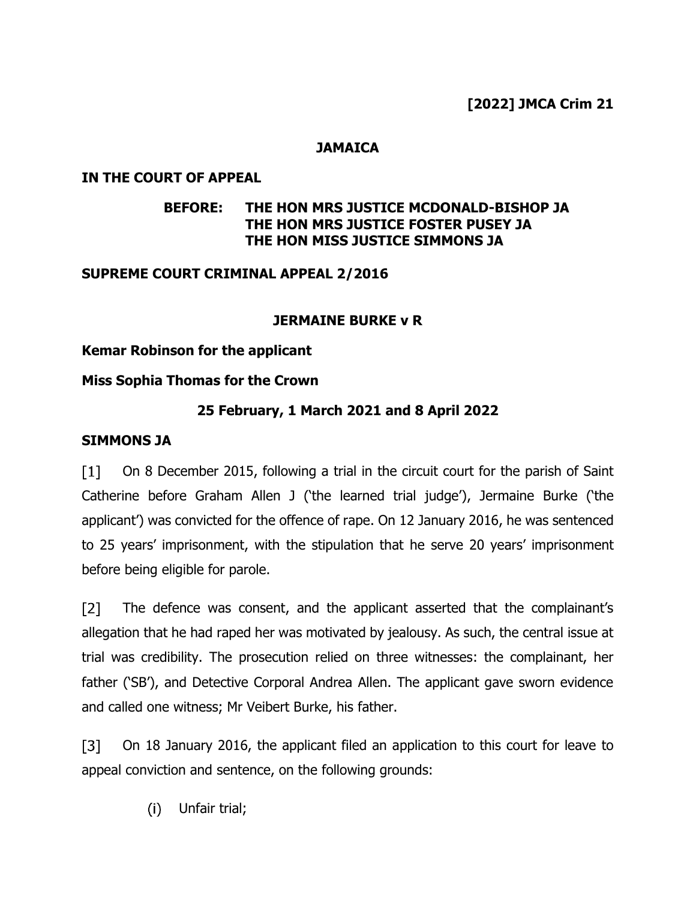**[2022] JMCA Crim 21**

**JAMAICA**

**IN THE COURT OF APPEAL**

**BEFORE: THE HON MRS JUSTICE MCDONALD-BISHOP JA**
**THE HON MRS JUSTICE FOSTER PUSEY JA**
**THE HON MISS JUSTICE SIMMONS JA**

**SUPREME COURT CRIMINAL APPEAL 2/2016**

**JERMAINE BURKE v R**

**Kemar Robinson for the applicant**

**Miss Sophia Thomas for the Crown**

**25 February, 1 March 2021 and 8 April 2022**

**SIMMONS JA**

[1] On 8 December 2015, following a trial in the circuit court for the parish of Saint Catherine before Graham Allen J ('the learned trial judge'), Jermaine Burke ('the applicant') was convicted for the offence of rape. On 12 January 2016, he was sentenced to 25 years' imprisonment, with the stipulation that he serve 20 years' imprisonment before being eligible for parole.

[2] The defence was consent, and the applicant asserted that the complainant's allegation that he had raped her was motivated by jealousy. As such, the central issue at trial was credibility. The prosecution relied on three witnesses: the complainant, her father ('SB'), and Detective Corporal Andrea Allen. The applicant gave sworn evidence and called one witness; Mr Veibert Burke, his father.

[3] On 18 January 2016, the applicant filed an application to this court for leave to appeal conviction and sentence, on the following grounds:

(i) Unfair trial;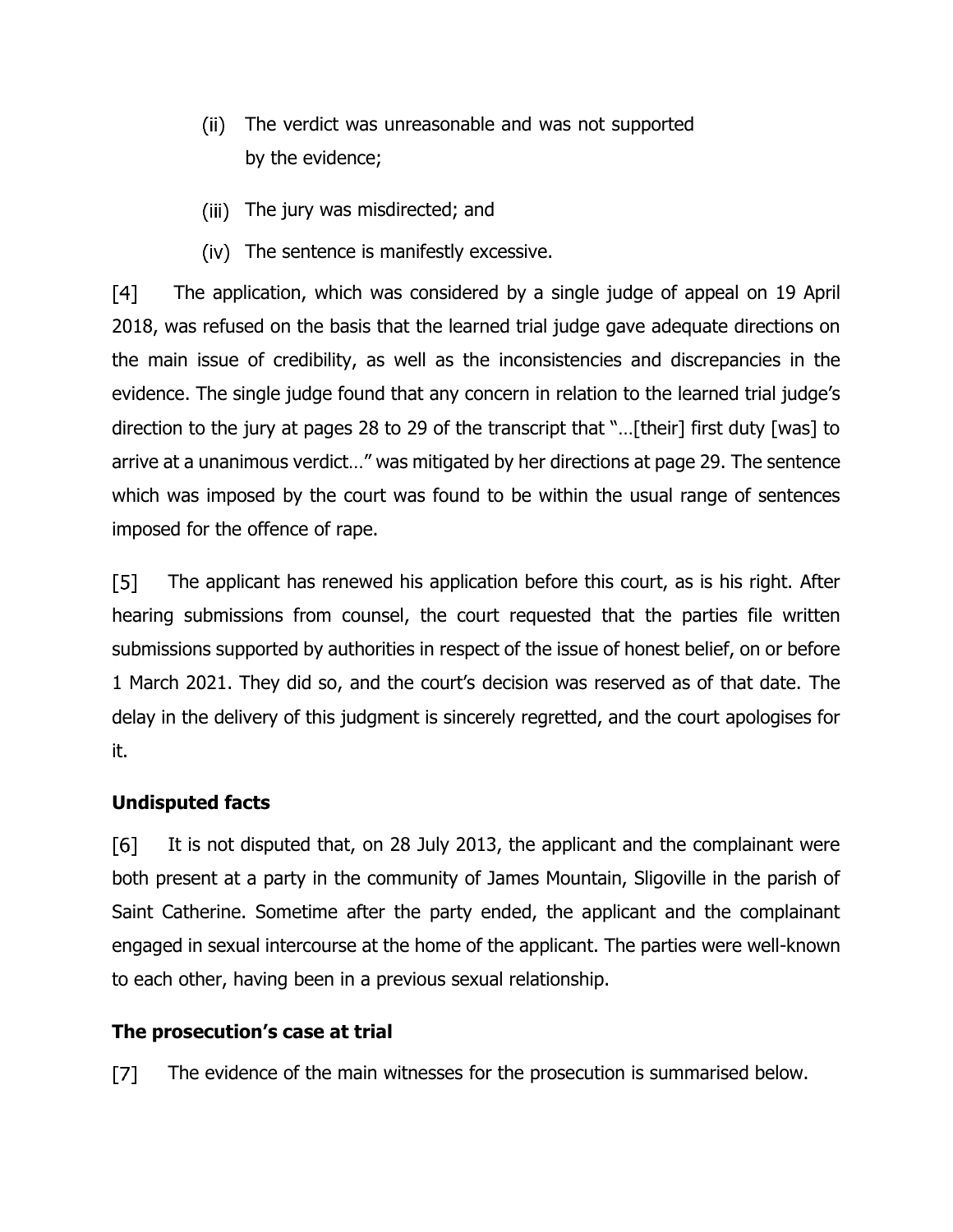(ii) The verdict was unreasonable and was not supported by the evidence;

(iii) The jury was misdirected; and

(iv) The sentence is manifestly excessive.

[4] The application, which was considered by a single judge of appeal on 19 April 2018, was refused on the basis that the learned trial judge gave adequate directions on the main issue of credibility, as well as the inconsistencies and discrepancies in the evidence. The single judge found that any concern in relation to the learned trial judge's direction to the jury at pages 28 to 29 of the transcript that "…[their] first duty [was] to arrive at a unanimous verdict…" was mitigated by her directions at page 29. The sentence which was imposed by the court was found to be within the usual range of sentences imposed for the offence of rape.

[5] The applicant has renewed his application before this court, as is his right. After hearing submissions from counsel, the court requested that the parties file written submissions supported by authorities in respect of the issue of honest belief, on or before 1 March 2021. They did so, and the court's decision was reserved as of that date. The delay in the delivery of this judgment is sincerely regretted, and the court apologises for it.

**Undisputed facts**

[6] It is not disputed that, on 28 July 2013, the applicant and the complainant were both present at a party in the community of James Mountain, Sligoville in the parish of Saint Catherine. Sometime after the party ended, the applicant and the complainant engaged in sexual intercourse at the home of the applicant. The parties were well-known to each other, having been in a previous sexual relationship.

**The prosecution's case at trial**

[7] The evidence of the main witnesses for the prosecution is summarised below.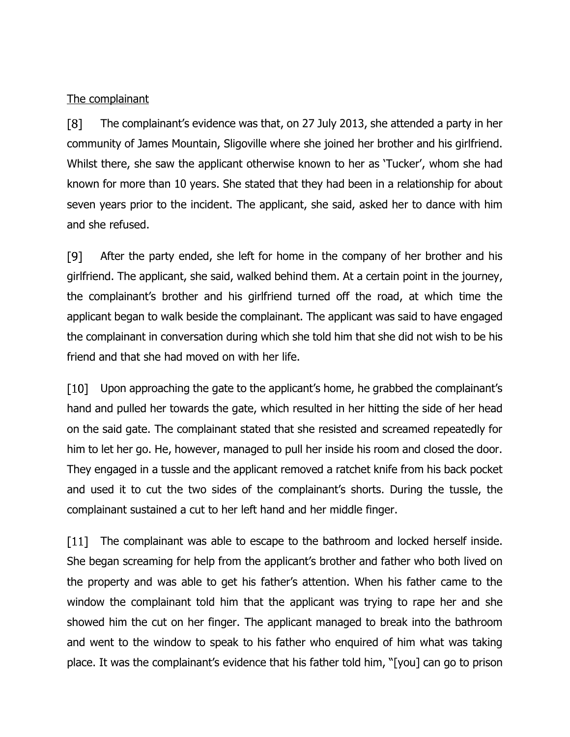<u>The complainant</u>

[8] The complainant's evidence was that, on 27 July 2013, she attended a party in her community of James Mountain, Sligoville where she joined her brother and his girlfriend. Whilst there, she saw the applicant otherwise known to her as 'Tucker', whom she had known for more than 10 years. She stated that they had been in a relationship for about seven years prior to the incident. The applicant, she said, asked her to dance with him and she refused.

[9] After the party ended, she left for home in the company of her brother and his girlfriend. The applicant, she said, walked behind them. At a certain point in the journey, the complainant's brother and his girlfriend turned off the road, at which time the applicant began to walk beside the complainant. The applicant was said to have engaged the complainant in conversation during which she told him that she did not wish to be his friend and that she had moved on with her life.

[10] Upon approaching the gate to the applicant's home, he grabbed the complainant's hand and pulled her towards the gate, which resulted in her hitting the side of her head on the said gate. The complainant stated that she resisted and screamed repeatedly for him to let her go. He, however, managed to pull her inside his room and closed the door. They engaged in a tussle and the applicant removed a ratchet knife from his back pocket and used it to cut the two sides of the complainant's shorts. During the tussle, the complainant sustained a cut to her left hand and her middle finger.

[11] The complainant was able to escape to the bathroom and locked herself inside. She began screaming for help from the applicant's brother and father who both lived on the property and was able to get his father's attention. When his father came to the window the complainant told him that the applicant was trying to rape her and she showed him the cut on her finger. The applicant managed to break into the bathroom and went to the window to speak to his father who enquired of him what was taking place. It was the complainant's evidence that his father told him, "[you] can go to prison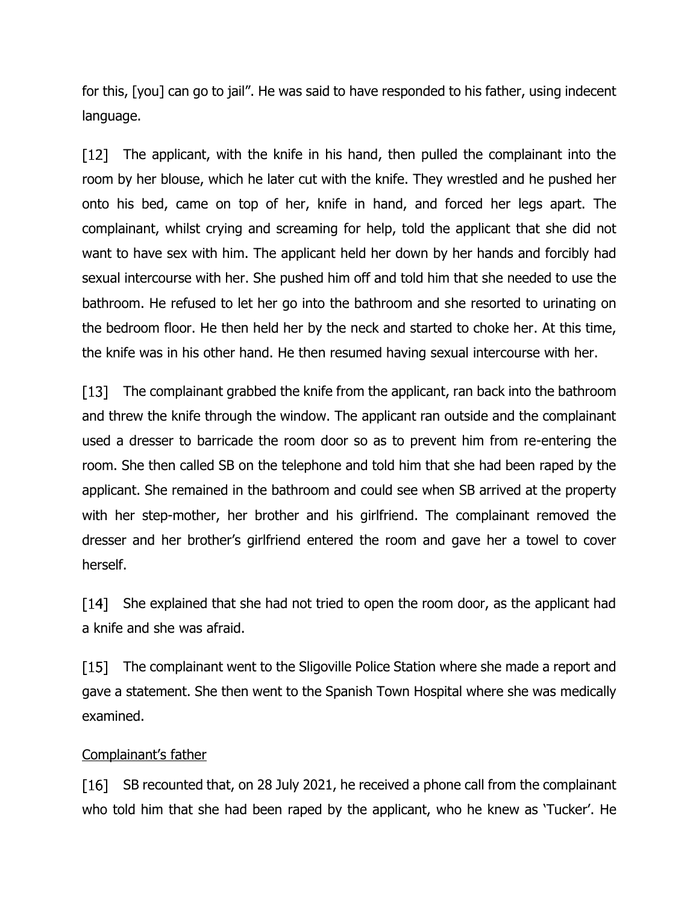for this, [you] can go to jail". He was said to have responded to his father, using indecent language.

[12] The applicant, with the knife in his hand, then pulled the complainant into the room by her blouse, which he later cut with the knife. They wrestled and he pushed her onto his bed, came on top of her, knife in hand, and forced her legs apart. The complainant, whilst crying and screaming for help, told the applicant that she did not want to have sex with him. The applicant held her down by her hands and forcibly had sexual intercourse with her. She pushed him off and told him that she needed to use the bathroom. He refused to let her go into the bathroom and she resorted to urinating on the bedroom floor. He then held her by the neck and started to choke her. At this time, the knife was in his other hand. He then resumed having sexual intercourse with her.

[13] The complainant grabbed the knife from the applicant, ran back into the bathroom and threw the knife through the window. The applicant ran outside and the complainant used a dresser to barricade the room door so as to prevent him from re-entering the room. She then called SB on the telephone and told him that she had been raped by the applicant. She remained in the bathroom and could see when SB arrived at the property with her step-mother, her brother and his girlfriend. The complainant removed the dresser and her brother's girlfriend entered the room and gave her a towel to cover herself.

[14] She explained that she had not tried to open the room door, as the applicant had a knife and she was afraid.

[15] The complainant went to the Sligoville Police Station where she made a report and gave a statement. She then went to the Spanish Town Hospital where she was medically examined.

<u>Complainant's father</u>

[16] SB recounted that, on 28 July 2021, he received a phone call from the complainant who told him that she had been raped by the applicant, who he knew as 'Tucker'. He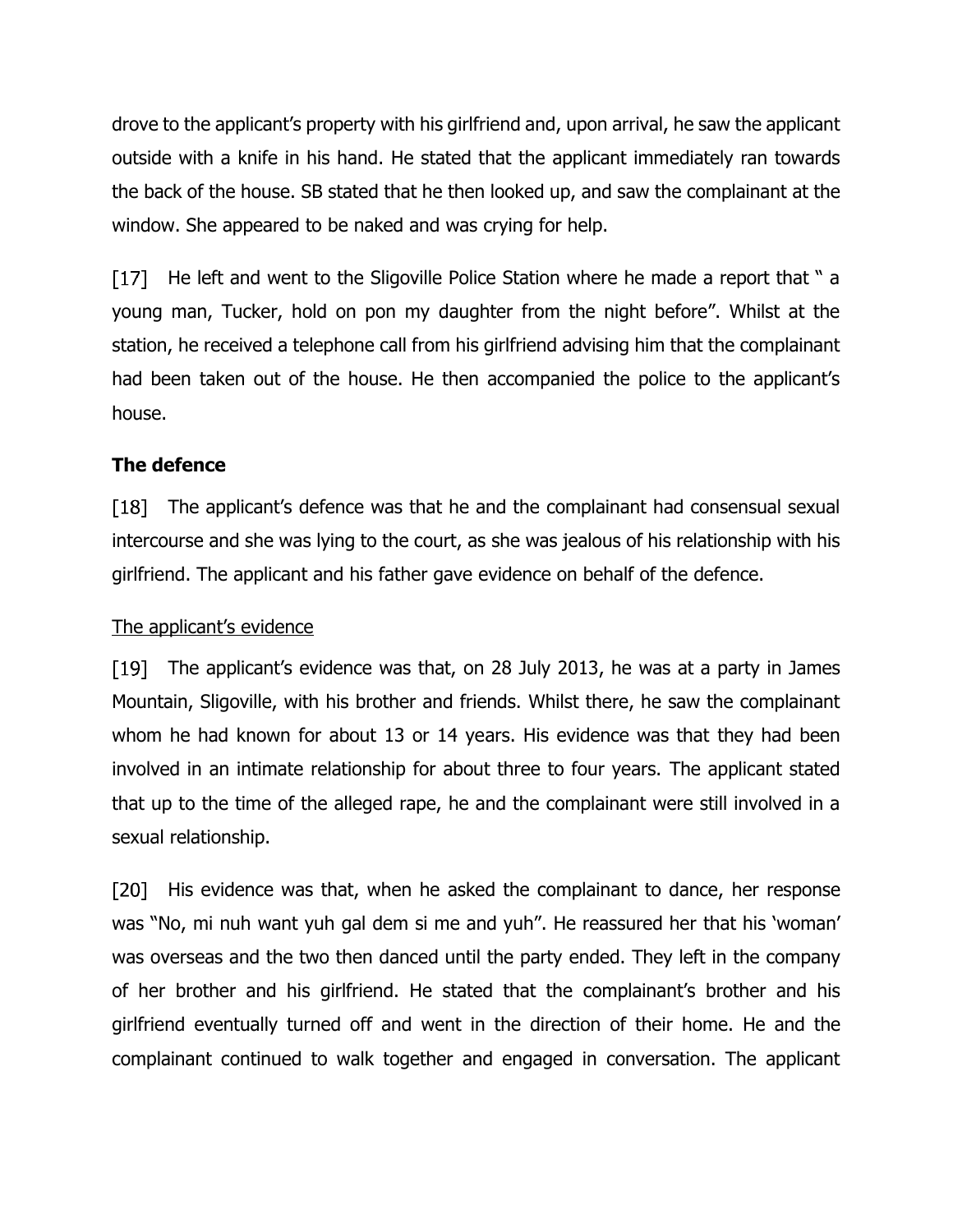drove to the applicant's property with his girlfriend and, upon arrival, he saw the applicant outside with a knife in his hand. He stated that the applicant immediately ran towards the back of the house. SB stated that he then looked up, and saw the complainant at the window. She appeared to be naked and was crying for help.

[17] He left and went to the Sligoville Police Station where he made a report that " a young man, Tucker, hold on pon my daughter from the night before". Whilst at the station, he received a telephone call from his girlfriend advising him that the complainant had been taken out of the house. He then accompanied the police to the applicant's house.

**The defence**

[18] The applicant's defence was that he and the complainant had consensual sexual intercourse and she was lying to the court, as she was jealous of his relationship with his girlfriend. The applicant and his father gave evidence on behalf of the defence.

<u>The applicant's evidence</u>

[19] The applicant's evidence was that, on 28 July 2013, he was at a party in James Mountain, Sligoville, with his brother and friends. Whilst there, he saw the complainant whom he had known for about 13 or 14 years. His evidence was that they had been involved in an intimate relationship for about three to four years. The applicant stated that up to the time of the alleged rape, he and the complainant were still involved in a sexual relationship.

[20] His evidence was that, when he asked the complainant to dance, her response was "No, mi nuh want yuh gal dem si me and yuh". He reassured her that his 'woman' was overseas and the two then danced until the party ended. They left in the company of her brother and his girlfriend. He stated that the complainant's brother and his girlfriend eventually turned off and went in the direction of their home. He and the complainant continued to walk together and engaged in conversation. The applicant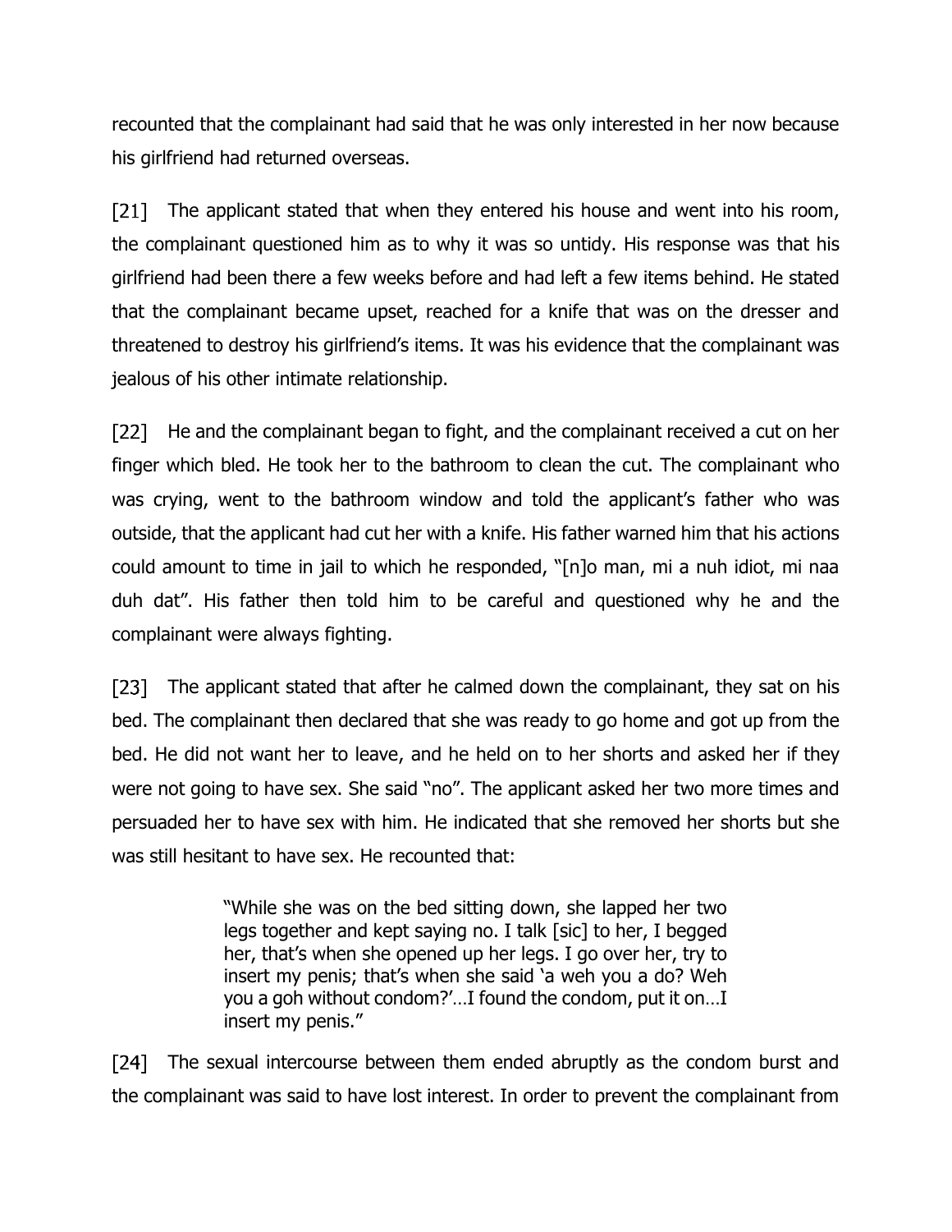recounted that the complainant had said that he was only interested in her now because his girlfriend had returned overseas.

[21] The applicant stated that when they entered his house and went into his room, the complainant questioned him as to why it was so untidy. His response was that his girlfriend had been there a few weeks before and had left a few items behind. He stated that the complainant became upset, reached for a knife that was on the dresser and threatened to destroy his girlfriend's items. It was his evidence that the complainant was jealous of his other intimate relationship.

[22] He and the complainant began to fight, and the complainant received a cut on her finger which bled. He took her to the bathroom to clean the cut. The complainant who was crying, went to the bathroom window and told the applicant's father who was outside, that the applicant had cut her with a knife. His father warned him that his actions could amount to time in jail to which he responded, "[n]o man, mi a nuh idiot, mi naa duh dat". His father then told him to be careful and questioned why he and the complainant were always fighting.

[23] The applicant stated that after he calmed down the complainant, they sat on his bed. The complainant then declared that she was ready to go home and got up from the bed. He did not want her to leave, and he held on to her shorts and asked her if they were not going to have sex. She said "no". The applicant asked her two more times and persuaded her to have sex with him. He indicated that she removed her shorts but she was still hesitant to have sex. He recounted that:

> "While she was on the bed sitting down, she lapped her two legs together and kept saying no. I talk [sic] to her, I begged her, that's when she opened up her legs. I go over her, try to insert my penis; that's when she said 'a weh you a do? Weh you a goh without condom?'…I found the condom, put it on…I insert my penis."

[24] The sexual intercourse between them ended abruptly as the condom burst and the complainant was said to have lost interest. In order to prevent the complainant from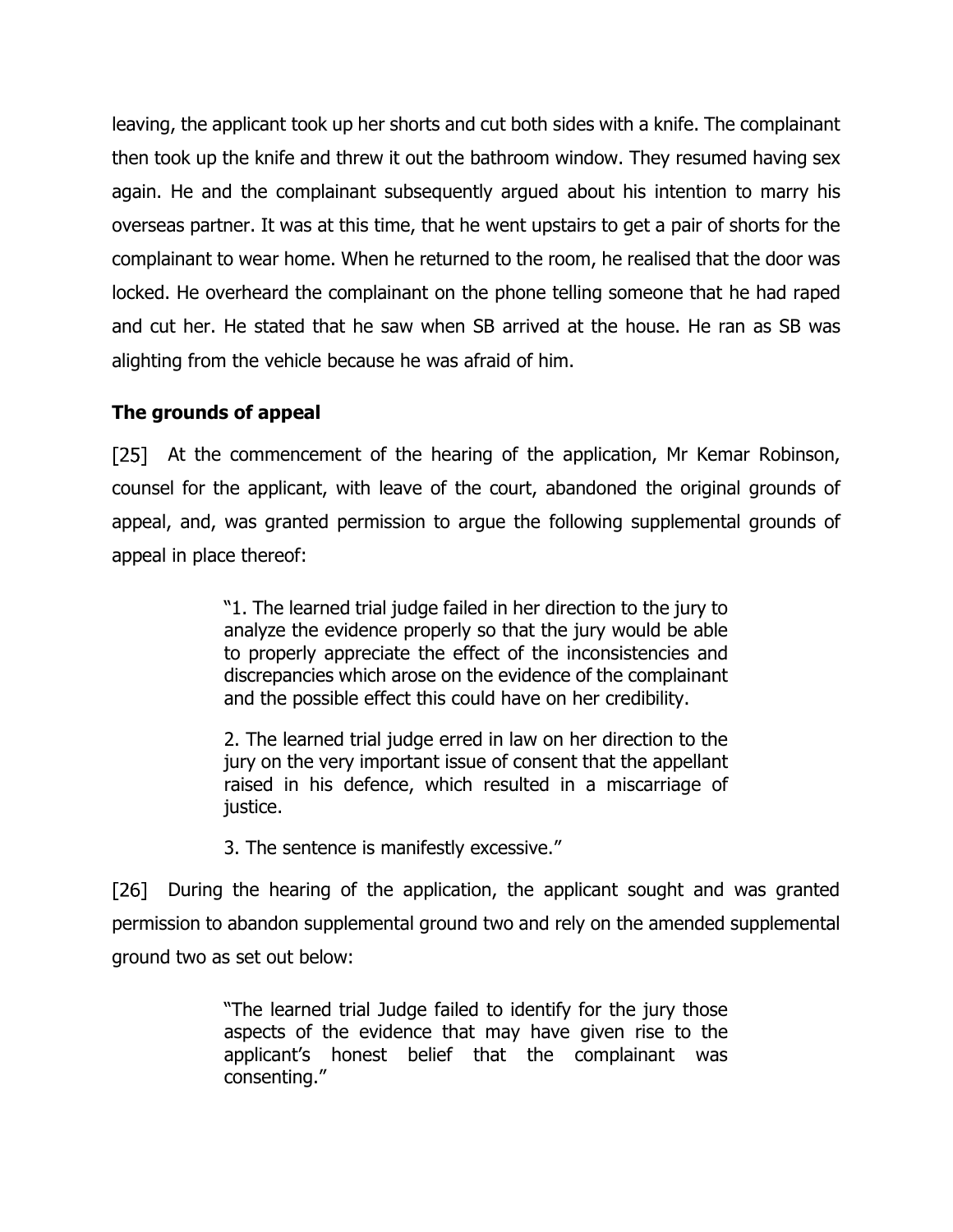leaving, the applicant took up her shorts and cut both sides with a knife. The complainant then took up the knife and threw it out the bathroom window. They resumed having sex again. He and the complainant subsequently argued about his intention to marry his overseas partner. It was at this time, that he went upstairs to get a pair of shorts for the complainant to wear home. When he returned to the room, he realised that the door was locked. He overheard the complainant on the phone telling someone that he had raped and cut her. He stated that he saw when SB arrived at the house. He ran as SB was alighting from the vehicle because he was afraid of him.

## The grounds of appeal

[25] At the commencement of the hearing of the application, Mr Kemar Robinson, counsel for the applicant, with leave of the court, abandoned the original grounds of appeal, and, was granted permission to argue the following supplemental grounds of appeal in place thereof:

> "1. The learned trial judge failed in her direction to the jury to analyze the evidence properly so that the jury would be able to properly appreciate the effect of the inconsistencies and discrepancies which arose on the evidence of the complainant and the possible effect this could have on her credibility.
>
> 2. The learned trial judge erred in law on her direction to the jury on the very important issue of consent that the appellant raised in his defence, which resulted in a miscarriage of justice.
>
> 3. The sentence is manifestly excessive."

[26] During the hearing of the application, the applicant sought and was granted permission to abandon supplemental ground two and rely on the amended supplemental ground two as set out below:

> "The learned trial Judge failed to identify for the jury those aspects of the evidence that may have given rise to the applicant's honest belief that the complainant was consenting."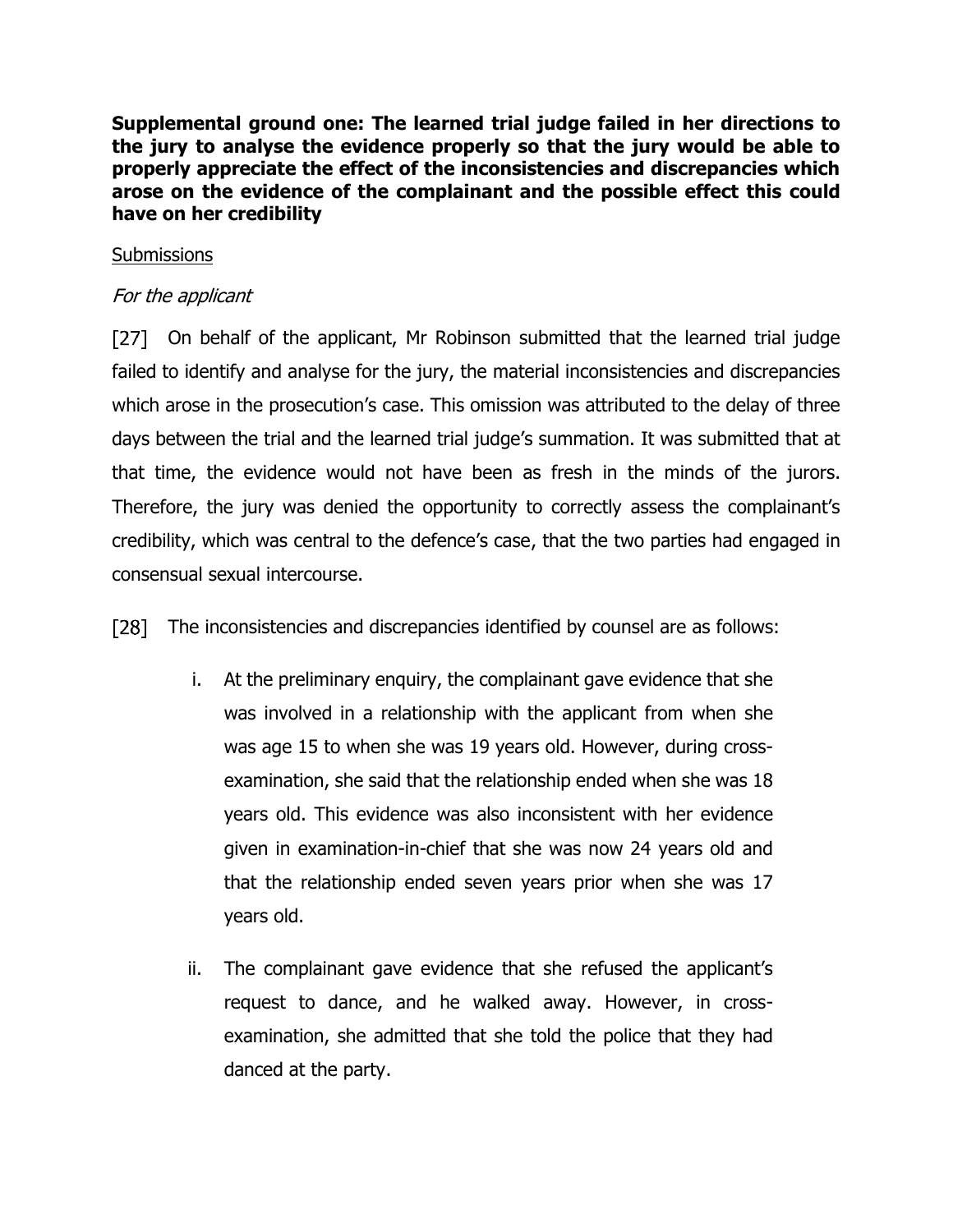**Supplemental ground one: The learned trial judge failed in her directions to the jury to analyse the evidence properly so that the jury would be able to properly appreciate the effect of the inconsistencies and discrepancies which arose on the evidence of the complainant and the possible effect this could have on her credibility**

Submissions

*For the applicant*

[27] On behalf of the applicant, Mr Robinson submitted that the learned trial judge failed to identify and analyse for the jury, the material inconsistencies and discrepancies which arose in the prosecution's case. This omission was attributed to the delay of three days between the trial and the learned trial judge's summation. It was submitted that at that time, the evidence would not have been as fresh in the minds of the jurors. Therefore, the jury was denied the opportunity to correctly assess the complainant's credibility, which was central to the defence's case, that the two parties had engaged in consensual sexual intercourse.

[28] The inconsistencies and discrepancies identified by counsel are as follows:

i. At the preliminary enquiry, the complainant gave evidence that she was involved in a relationship with the applicant from when she was age 15 to when she was 19 years old. However, during cross-examination, she said that the relationship ended when she was 18 years old. This evidence was also inconsistent with her evidence given in examination-in-chief that she was now 24 years old and that the relationship ended seven years prior when she was 17 years old.

ii. The complainant gave evidence that she refused the applicant's request to dance, and he walked away. However, in cross-examination, she admitted that she told the police that they had danced at the party.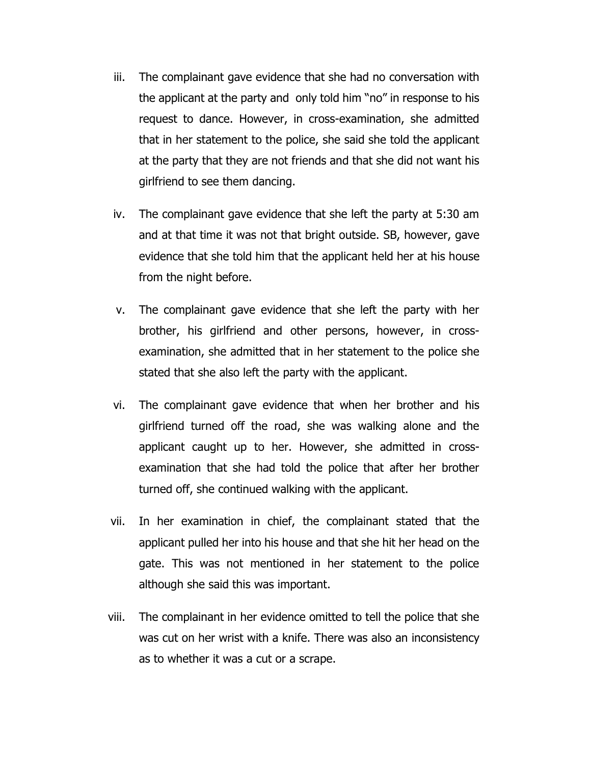iii. The complainant gave evidence that she had no conversation with the applicant at the party and only told him "no" in response to his request to dance. However, in cross-examination, she admitted that in her statement to the police, she said she told the applicant at the party that they are not friends and that she did not want his girlfriend to see them dancing.

iv. The complainant gave evidence that she left the party at 5:30 am and at that time it was not that bright outside. SB, however, gave evidence that she told him that the applicant held her at his house from the night before.

v. The complainant gave evidence that she left the party with her brother, his girlfriend and other persons, however, in cross-examination, she admitted that in her statement to the police she stated that she also left the party with the applicant.

vi. The complainant gave evidence that when her brother and his girlfriend turned off the road, she was walking alone and the applicant caught up to her. However, she admitted in cross-examination that she had told the police that after her brother turned off, she continued walking with the applicant.

vii. In her examination in chief, the complainant stated that the applicant pulled her into his house and that she hit her head on the gate. This was not mentioned in her statement to the police although she said this was important.

viii. The complainant in her evidence omitted to tell the police that she was cut on her wrist with a knife. There was also an inconsistency as to whether it was a cut or a scrape.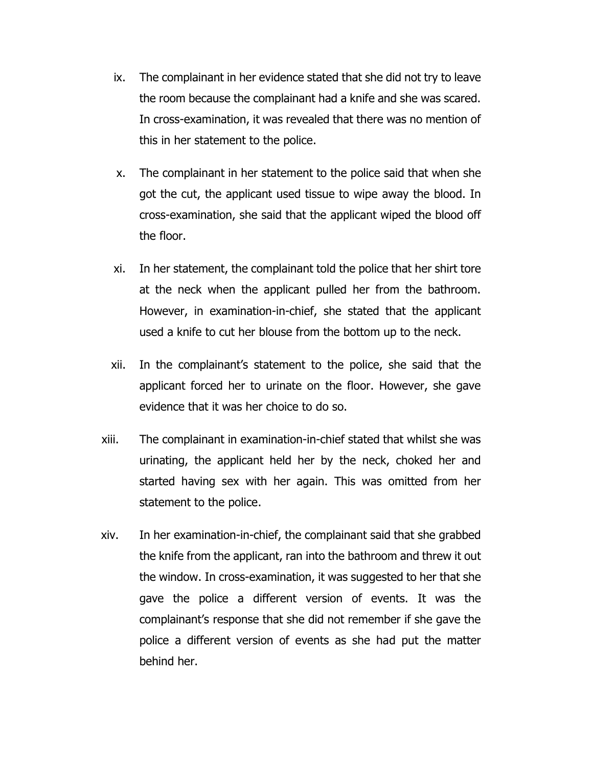ix. The complainant in her evidence stated that she did not try to leave the room because the complainant had a knife and she was scared. In cross-examination, it was revealed that there was no mention of this in her statement to the police.

x. The complainant in her statement to the police said that when she got the cut, the applicant used tissue to wipe away the blood. In cross-examination, she said that the applicant wiped the blood off the floor.

xi. In her statement, the complainant told the police that her shirt tore at the neck when the applicant pulled her from the bathroom. However, in examination-in-chief, she stated that the applicant used a knife to cut her blouse from the bottom up to the neck.

xii. In the complainant's statement to the police, she said that the applicant forced her to urinate on the floor. However, she gave evidence that it was her choice to do so.

xiii. The complainant in examination-in-chief stated that whilst she was urinating, the applicant held her by the neck, choked her and started having sex with her again. This was omitted from her statement to the police.

xiv. In her examination-in-chief, the complainant said that she grabbed the knife from the applicant, ran into the bathroom and threw it out the window. In cross-examination, it was suggested to her that she gave the police a different version of events. It was the complainant's response that she did not remember if she gave the police a different version of events as she had put the matter behind her.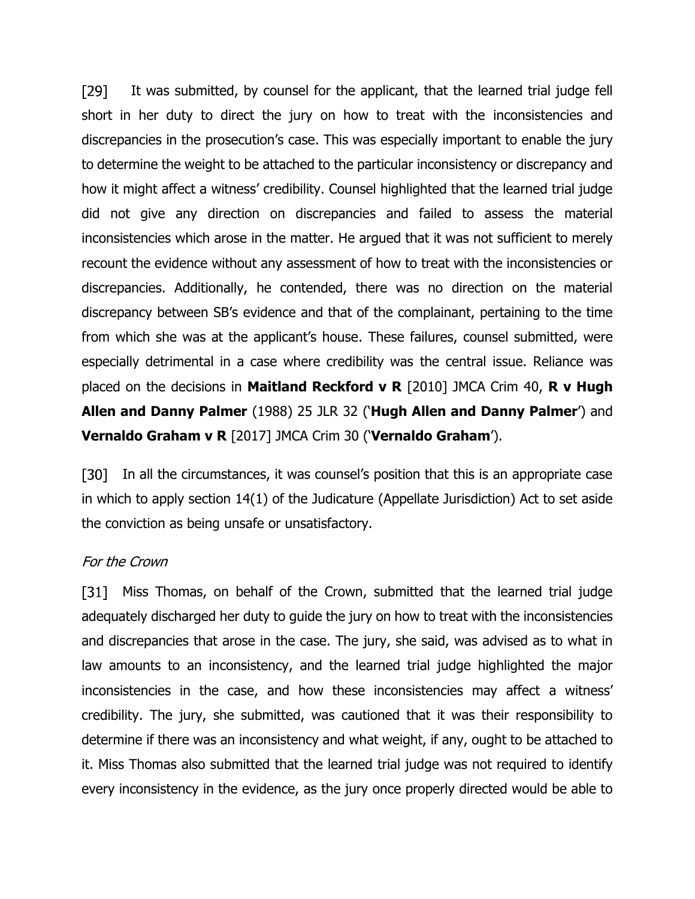[29] It was submitted, by counsel for the applicant, that the learned trial judge fell short in her duty to direct the jury on how to treat with the inconsistencies and discrepancies in the prosecution's case. This was especially important to enable the jury to determine the weight to be attached to the particular inconsistency or discrepancy and how it might affect a witness' credibility. Counsel highlighted that the learned trial judge did not give any direction on discrepancies and failed to assess the material inconsistencies which arose in the matter. He argued that it was not sufficient to merely recount the evidence without any assessment of how to treat with the inconsistencies or discrepancies. Additionally, he contended, there was no direction on the material discrepancy between SB's evidence and that of the complainant, pertaining to the time from which she was at the applicant's house. These failures, counsel submitted, were especially detrimental in a case where credibility was the central issue. Reliance was placed on the decisions in **Maitland Reckford v R** [2010] JMCA Crim 40, **R v Hugh Allen and Danny Palmer** (1988) 25 JLR 32 ('**Hugh Allen and Danny Palmer**') and **Vernaldo Graham v R** [2017] JMCA Crim 30 ('**Vernaldo Graham**').

[30] In all the circumstances, it was counsel's position that this is an appropriate case in which to apply section 14(1) of the Judicature (Appellate Jurisdiction) Act to set aside the conviction as being unsafe or unsatisfactory.

*For the Crown*

[31] Miss Thomas, on behalf of the Crown, submitted that the learned trial judge adequately discharged her duty to guide the jury on how to treat with the inconsistencies and discrepancies that arose in the case. The jury, she said, was advised as to what in law amounts to an inconsistency, and the learned trial judge highlighted the major inconsistencies in the case, and how these inconsistencies may affect a witness' credibility. The jury, she submitted, was cautioned that it was their responsibility to determine if there was an inconsistency and what weight, if any, ought to be attached to it. Miss Thomas also submitted that the learned trial judge was not required to identify every inconsistency in the evidence, as the jury once properly directed would be able to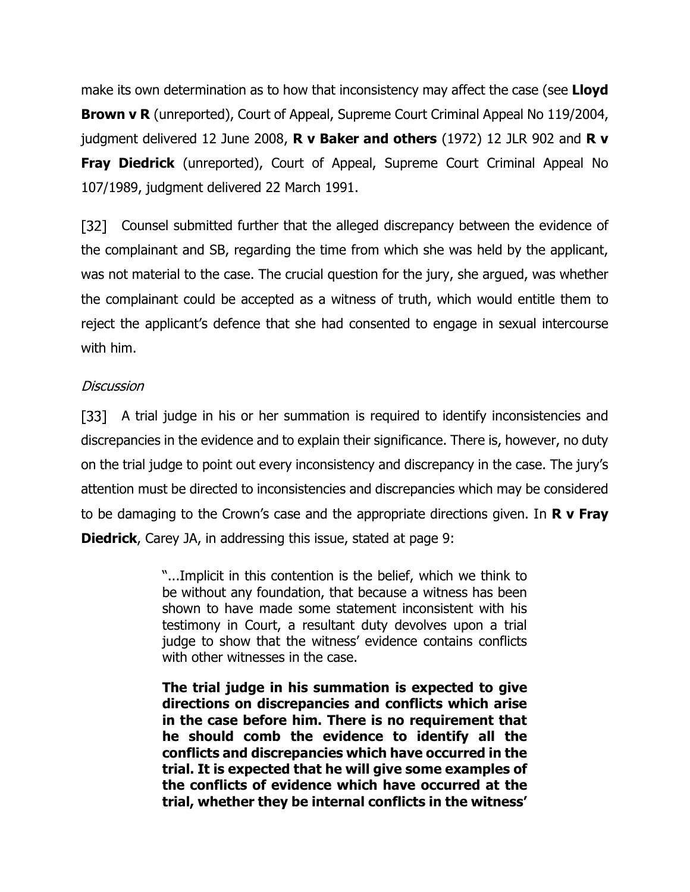make its own determination as to how that inconsistency may affect the case (see **Lloyd Brown v R** (unreported), Court of Appeal, Supreme Court Criminal Appeal No 119/2004, judgment delivered 12 June 2008, **R v Baker and others** (1972) 12 JLR 902 and **R v Fray Diedrick** (unreported), Court of Appeal, Supreme Court Criminal Appeal No 107/1989, judgment delivered 22 March 1991.

[32] Counsel submitted further that the alleged discrepancy between the evidence of the complainant and SB, regarding the time from which she was held by the applicant, was not material to the case. The crucial question for the jury, she argued, was whether the complainant could be accepted as a witness of truth, which would entitle them to reject the applicant's defence that she had consented to engage in sexual intercourse with him.

*Discussion*

[33] A trial judge in his or her summation is required to identify inconsistencies and discrepancies in the evidence and to explain their significance. There is, however, no duty on the trial judge to point out every inconsistency and discrepancy in the case. The jury's attention must be directed to inconsistencies and discrepancies which may be considered to be damaging to the Crown's case and the appropriate directions given. In **R v Fray Diedrick**, Carey JA, in addressing this issue, stated at page 9:

> "...Implicit in this contention is the belief, which we think to be without any foundation, that because a witness has been shown to have made some statement inconsistent with his testimony in Court, a resultant duty devolves upon a trial judge to show that the witness' evidence contains conflicts with other witnesses in the case.
>
> **The trial judge in his summation is expected to give directions on discrepancies and conflicts which arise in the case before him. There is no requirement that he should comb the evidence to identify all the conflicts and discrepancies which have occurred in the trial. It is expected that he will give some examples of the conflicts of evidence which have occurred at the trial, whether they be internal conflicts in the witness'**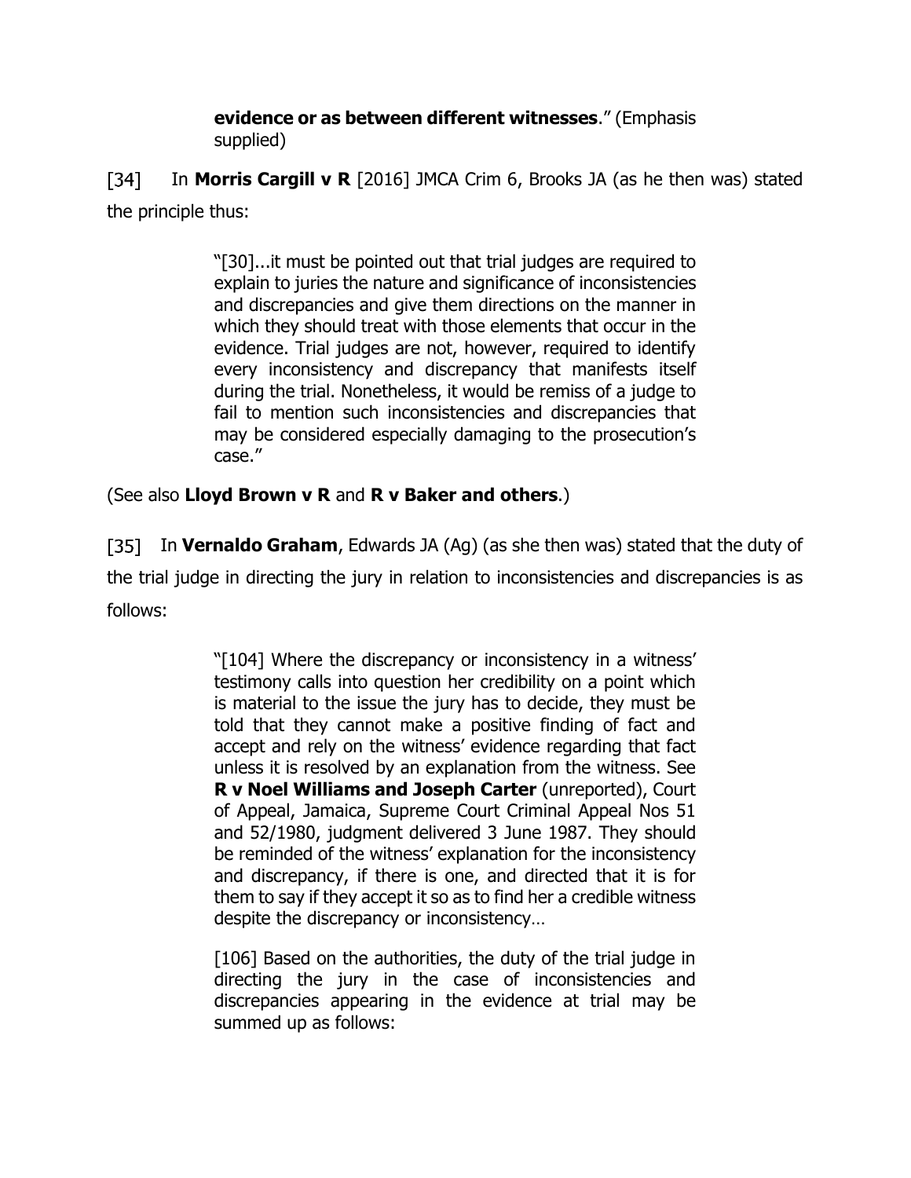> **evidence or as between different witnesses**." (Emphasis supplied)

[34] In **Morris Cargill v R** [2016] JMCA Crim 6, Brooks JA (as he then was) stated the principle thus:

> "[30]...it must be pointed out that trial judges are required to explain to juries the nature and significance of inconsistencies and discrepancies and give them directions on the manner in which they should treat with those elements that occur in the evidence. Trial judges are not, however, required to identify every inconsistency and discrepancy that manifests itself during the trial. Nonetheless, it would be remiss of a judge to fail to mention such inconsistencies and discrepancies that may be considered especially damaging to the prosecution's case."

(See also **Lloyd Brown v R** and **R v Baker and others**.)

[35] In **Vernaldo Graham**, Edwards JA (Ag) (as she then was) stated that the duty of the trial judge in directing the jury in relation to inconsistencies and discrepancies is as follows:

> "[104] Where the discrepancy or inconsistency in a witness' testimony calls into question her credibility on a point which is material to the issue the jury has to decide, they must be told that they cannot make a positive finding of fact and accept and rely on the witness' evidence regarding that fact unless it is resolved by an explanation from the witness. See **R v Noel Williams and Joseph Carter** (unreported), Court of Appeal, Jamaica, Supreme Court Criminal Appeal Nos 51 and 52/1980, judgment delivered 3 June 1987. They should be reminded of the witness' explanation for the inconsistency and discrepancy, if there is one, and directed that it is for them to say if they accept it so as to find her a credible witness despite the discrepancy or inconsistency…
>
> [106] Based on the authorities, the duty of the trial judge in directing the jury in the case of inconsistencies and discrepancies appearing in the evidence at trial may be summed up as follows: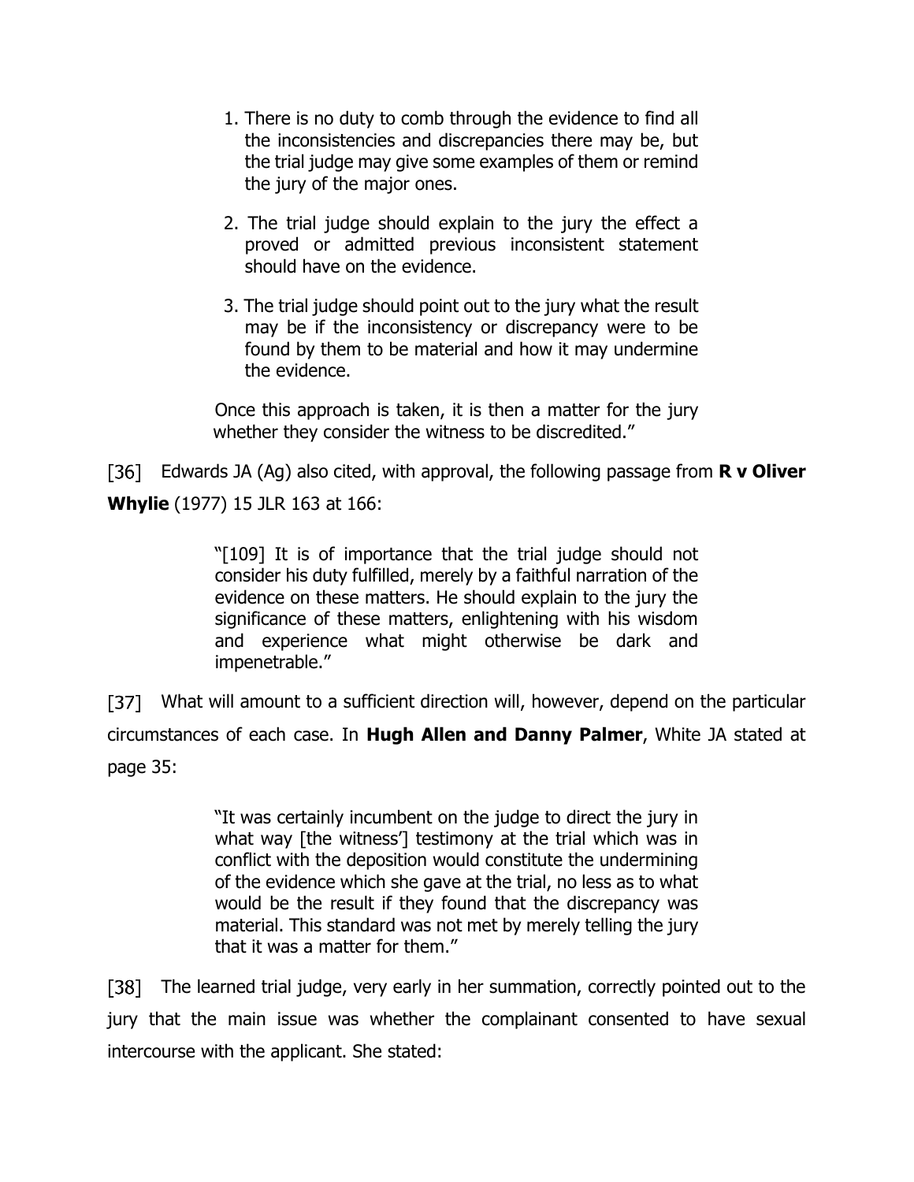1. There is no duty to comb through the evidence to find all the inconsistencies and discrepancies there may be, but the trial judge may give some examples of them or remind the jury of the major ones.

2. The trial judge should explain to the jury the effect a proved or admitted previous inconsistent statement should have on the evidence.

3. The trial judge should point out to the jury what the result may be if the inconsistency or discrepancy were to be found by them to be material and how it may undermine the evidence.

> Once this approach is taken, it is then a matter for the jury whether they consider the witness to be discredited."

[36] Edwards JA (Ag) also cited, with approval, the following passage from **R v Oliver Whylie** (1977) 15 JLR 163 at 166:

> "[109] It is of importance that the trial judge should not consider his duty fulfilled, merely by a faithful narration of the evidence on these matters. He should explain to the jury the significance of these matters, enlightening with his wisdom and experience what might otherwise be dark and impenetrable."

[37] What will amount to a sufficient direction will, however, depend on the particular circumstances of each case. In **Hugh Allen and Danny Palmer**, White JA stated at page 35:

> "It was certainly incumbent on the judge to direct the jury in what way [the witness'] testimony at the trial which was in conflict with the deposition would constitute the undermining of the evidence which she gave at the trial, no less as to what would be the result if they found that the discrepancy was material. This standard was not met by merely telling the jury that it was a matter for them."

[38] The learned trial judge, very early in her summation, correctly pointed out to the jury that the main issue was whether the complainant consented to have sexual intercourse with the applicant. She stated: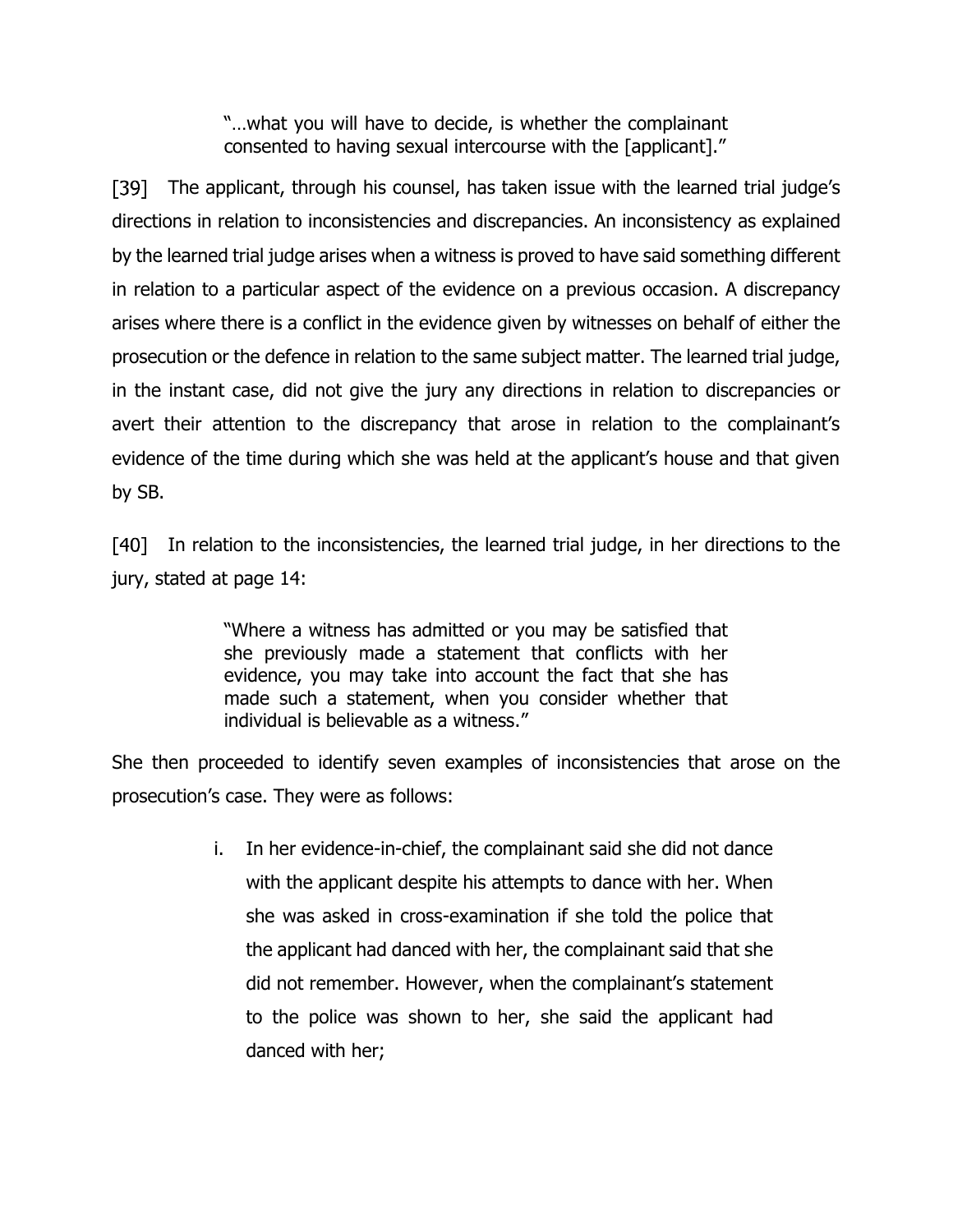> "…what you will have to decide, is whether the complainant consented to having sexual intercourse with the [applicant]."

[39] The applicant, through his counsel, has taken issue with the learned trial judge's directions in relation to inconsistencies and discrepancies. An inconsistency as explained by the learned trial judge arises when a witness is proved to have said something different in relation to a particular aspect of the evidence on a previous occasion. A discrepancy arises where there is a conflict in the evidence given by witnesses on behalf of either the prosecution or the defence in relation to the same subject matter. The learned trial judge, in the instant case, did not give the jury any directions in relation to discrepancies or avert their attention to the discrepancy that arose in relation to the complainant's evidence of the time during which she was held at the applicant's house and that given by SB.

[40] In relation to the inconsistencies, the learned trial judge, in her directions to the jury, stated at page 14:

> "Where a witness has admitted or you may be satisfied that she previously made a statement that conflicts with her evidence, you may take into account the fact that she has made such a statement, when you consider whether that individual is believable as a witness."

She then proceeded to identify seven examples of inconsistencies that arose on the prosecution's case. They were as follows:

> i. In her evidence-in-chief, the complainant said she did not dance with the applicant despite his attempts to dance with her. When she was asked in cross-examination if she told the police that the applicant had danced with her, the complainant said that she did not remember. However, when the complainant's statement to the police was shown to her, she said the applicant had danced with her;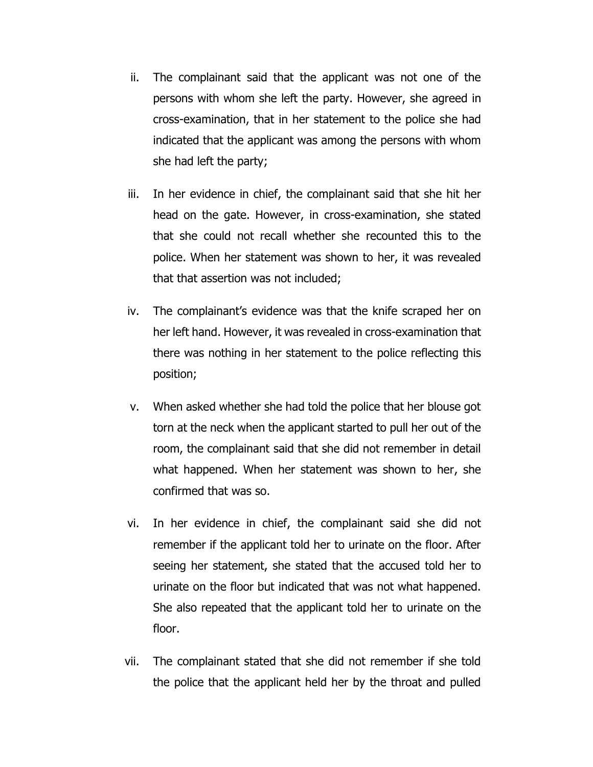ii. The complainant said that the applicant was not one of the persons with whom she left the party. However, she agreed in cross-examination, that in her statement to the police she had indicated that the applicant was among the persons with whom she had left the party;

iii. In her evidence in chief, the complainant said that she hit her head on the gate. However, in cross-examination, she stated that she could not recall whether she recounted this to the police. When her statement was shown to her, it was revealed that that assertion was not included;

iv. The complainant's evidence was that the knife scraped her on her left hand. However, it was revealed in cross-examination that there was nothing in her statement to the police reflecting this position;

v. When asked whether she had told the police that her blouse got torn at the neck when the applicant started to pull her out of the room, the complainant said that she did not remember in detail what happened. When her statement was shown to her, she confirmed that was so.

vi. In her evidence in chief, the complainant said she did not remember if the applicant told her to urinate on the floor. After seeing her statement, she stated that the accused told her to urinate on the floor but indicated that was not what happened. She also repeated that the applicant told her to urinate on the floor.

vii. The complainant stated that she did not remember if she told the police that the applicant held her by the throat and pulled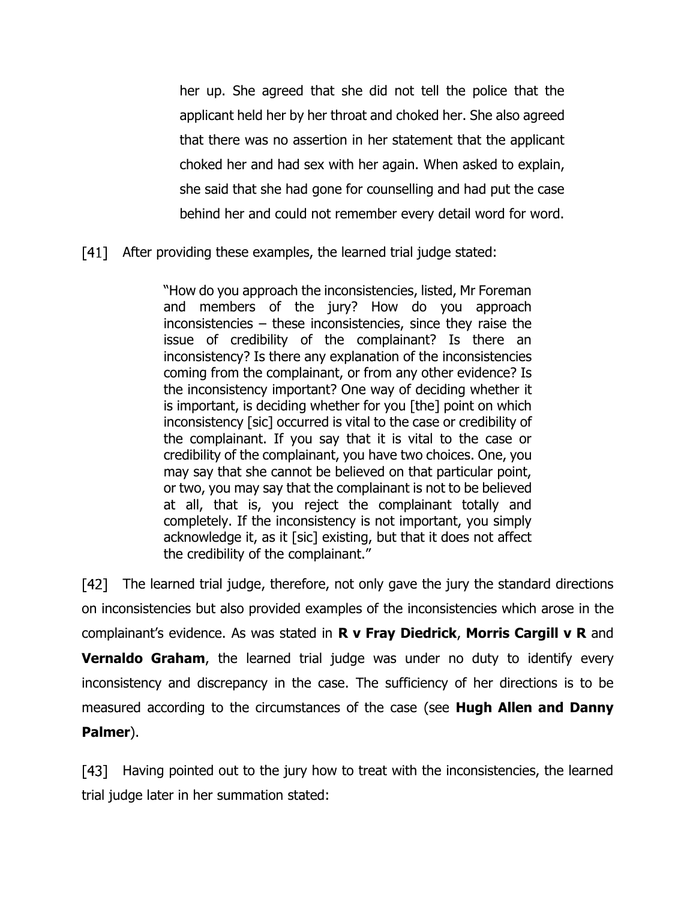> her up. She agreed that she did not tell the police that the applicant held her by her throat and choked her. She also agreed that there was no assertion in her statement that the applicant choked her and had sex with her again. When asked to explain, she said that she had gone for counselling and had put the case behind her and could not remember every detail word for word.

[41] After providing these examples, the learned trial judge stated:

> "How do you approach the inconsistencies, listed, Mr Foreman and members of the jury? How do you approach inconsistencies – these inconsistencies, since they raise the issue of credibility of the complainant? Is there an inconsistency? Is there any explanation of the inconsistencies coming from the complainant, or from any other evidence? Is the inconsistency important? One way of deciding whether it is important, is deciding whether for you [the] point on which inconsistency [sic] occurred is vital to the case or credibility of the complainant. If you say that it is vital to the case or credibility of the complainant, you have two choices. One, you may say that she cannot be believed on that particular point, or two, you may say that the complainant is not to be believed at all, that is, you reject the complainant totally and completely. If the inconsistency is not important, you simply acknowledge it, as it [sic] existing, but that it does not affect the credibility of the complainant."

[42] The learned trial judge, therefore, not only gave the jury the standard directions on inconsistencies but also provided examples of the inconsistencies which arose in the complainant's evidence. As was stated in **R v Fray Diedrick**, **Morris Cargill v R** and **Vernaldo Graham**, the learned trial judge was under no duty to identify every inconsistency and discrepancy in the case. The sufficiency of her directions is to be measured according to the circumstances of the case (see **Hugh Allen and Danny Palmer**).

[43] Having pointed out to the jury how to treat with the inconsistencies, the learned trial judge later in her summation stated: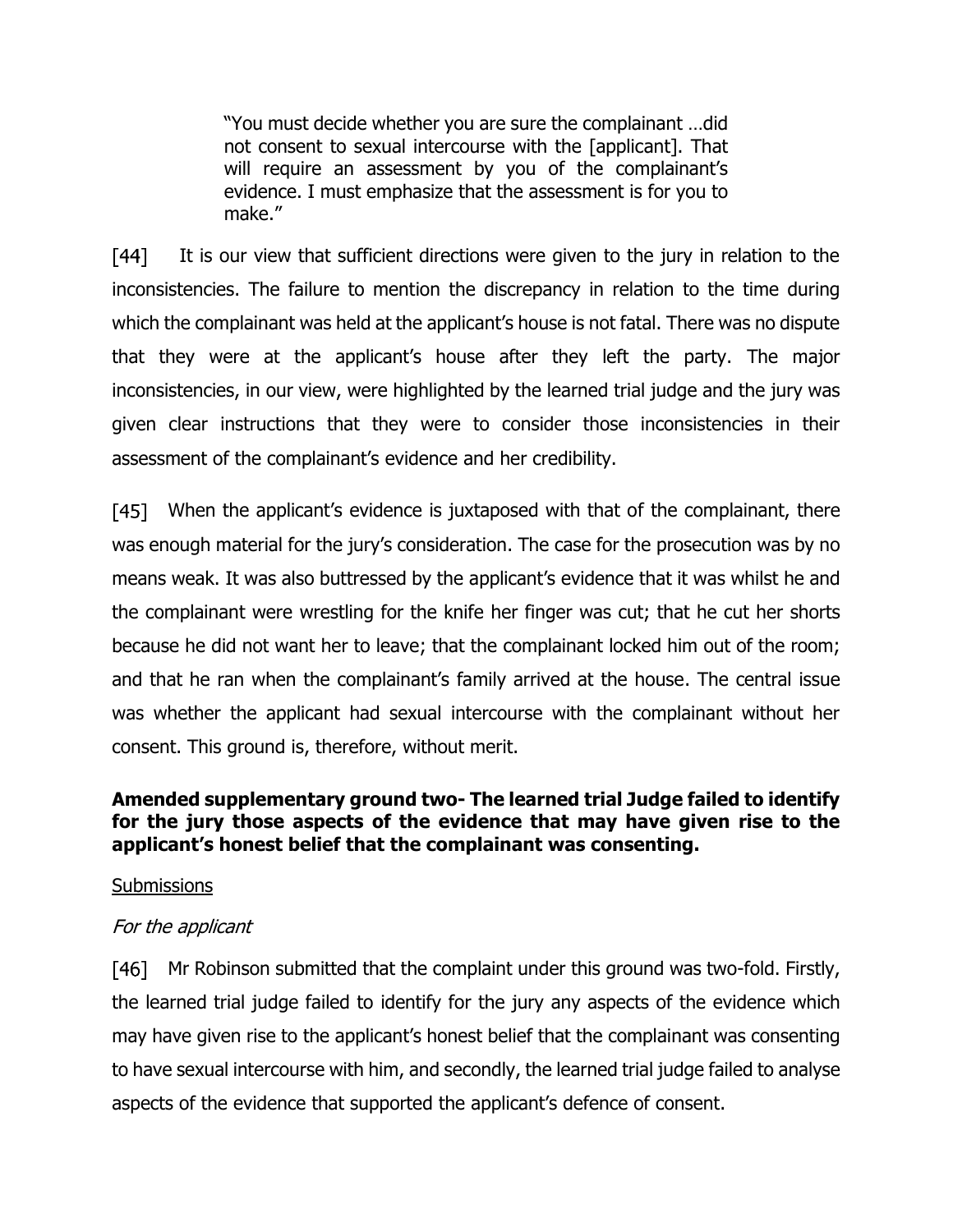> "You must decide whether you are sure the complainant …did not consent to sexual intercourse with the [applicant]. That will require an assessment by you of the complainant's evidence. I must emphasize that the assessment is for you to make."

[44] It is our view that sufficient directions were given to the jury in relation to the inconsistencies. The failure to mention the discrepancy in relation to the time during which the complainant was held at the applicant's house is not fatal. There was no dispute that they were at the applicant's house after they left the party. The major inconsistencies, in our view, were highlighted by the learned trial judge and the jury was given clear instructions that they were to consider those inconsistencies in their assessment of the complainant's evidence and her credibility.

[45] When the applicant's evidence is juxtaposed with that of the complainant, there was enough material for the jury's consideration. The case for the prosecution was by no means weak. It was also buttressed by the applicant's evidence that it was whilst he and the complainant were wrestling for the knife her finger was cut; that he cut her shorts because he did not want her to leave; that the complainant locked him out of the room; and that he ran when the complainant's family arrived at the house. The central issue was whether the applicant had sexual intercourse with the complainant without her consent. This ground is, therefore, without merit.

**Amended supplementary ground two- The learned trial Judge failed to identify for the jury those aspects of the evidence that may have given rise to the applicant's honest belief that the complainant was consenting.**

<u>Submissions</u>

*For the applicant*

[46] Mr Robinson submitted that the complaint under this ground was two-fold. Firstly, the learned trial judge failed to identify for the jury any aspects of the evidence which may have given rise to the applicant's honest belief that the complainant was consenting to have sexual intercourse with him, and secondly, the learned trial judge failed to analyse aspects of the evidence that supported the applicant's defence of consent.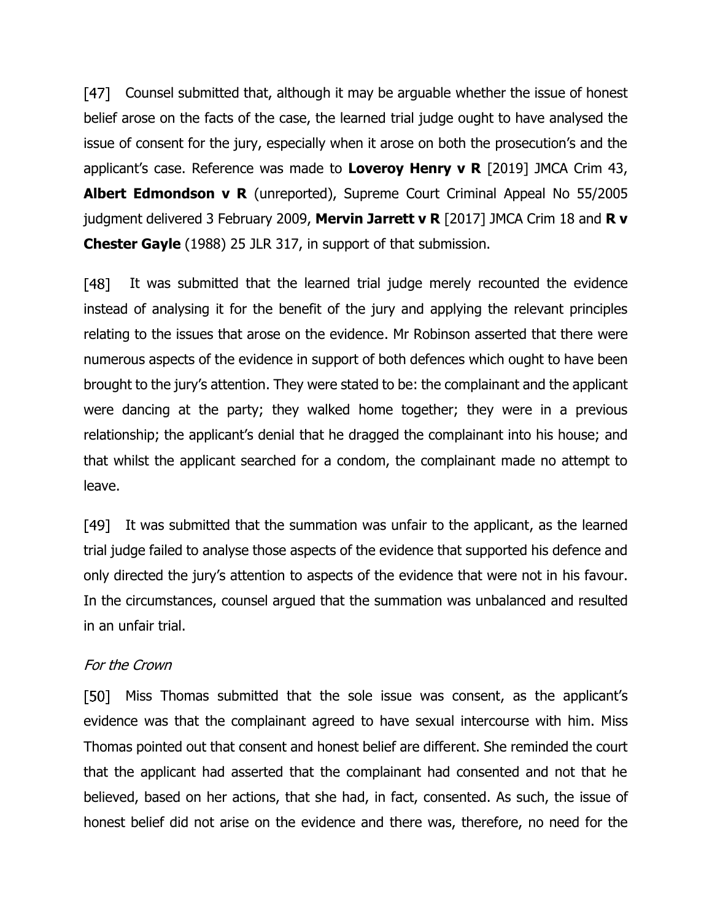[47] Counsel submitted that, although it may be arguable whether the issue of honest belief arose on the facts of the case, the learned trial judge ought to have analysed the issue of consent for the jury, especially when it arose on both the prosecution's and the applicant's case. Reference was made to **Loveroy Henry v R** [2019] JMCA Crim 43, **Albert Edmondson v R** (unreported), Supreme Court Criminal Appeal No 55/2005 judgment delivered 3 February 2009, **Mervin Jarrett v R** [2017] JMCA Crim 18 and **R v Chester Gayle** (1988) 25 JLR 317, in support of that submission.

[48] It was submitted that the learned trial judge merely recounted the evidence instead of analysing it for the benefit of the jury and applying the relevant principles relating to the issues that arose on the evidence. Mr Robinson asserted that there were numerous aspects of the evidence in support of both defences which ought to have been brought to the jury's attention. They were stated to be: the complainant and the applicant were dancing at the party; they walked home together; they were in a previous relationship; the applicant's denial that he dragged the complainant into his house; and that whilst the applicant searched for a condom, the complainant made no attempt to leave.

[49] It was submitted that the summation was unfair to the applicant, as the learned trial judge failed to analyse those aspects of the evidence that supported his defence and only directed the jury's attention to aspects of the evidence that were not in his favour. In the circumstances, counsel argued that the summation was unbalanced and resulted in an unfair trial.

*For the Crown*

[50] Miss Thomas submitted that the sole issue was consent, as the applicant's evidence was that the complainant agreed to have sexual intercourse with him. Miss Thomas pointed out that consent and honest belief are different. She reminded the court that the applicant had asserted that the complainant had consented and not that he believed, based on her actions, that she had, in fact, consented. As such, the issue of honest belief did not arise on the evidence and there was, therefore, no need for the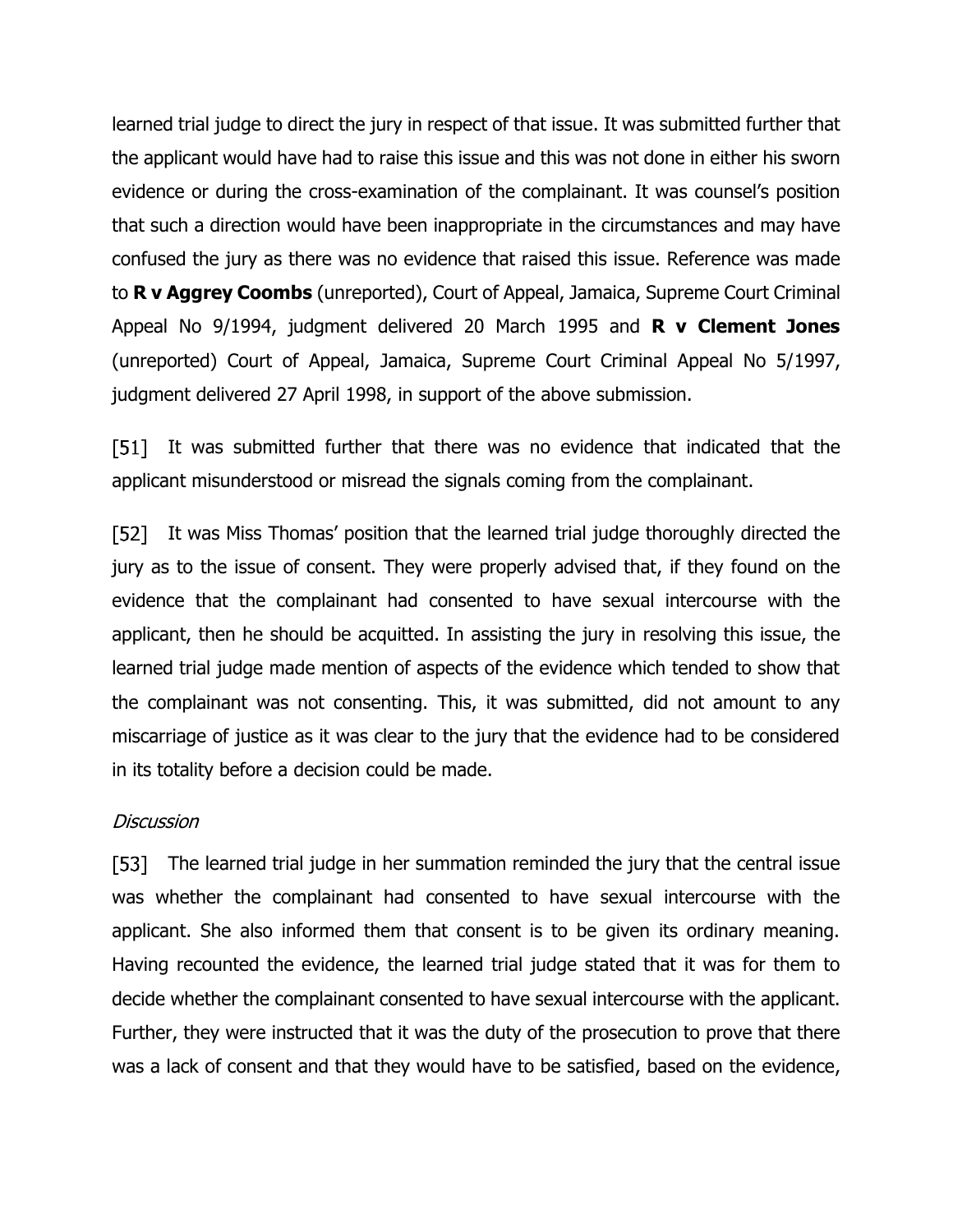learned trial judge to direct the jury in respect of that issue. It was submitted further that the applicant would have had to raise this issue and this was not done in either his sworn evidence or during the cross-examination of the complainant. It was counsel's position that such a direction would have been inappropriate in the circumstances and may have confused the jury as there was no evidence that raised this issue. Reference was made to **R v Aggrey Coombs** (unreported), Court of Appeal, Jamaica, Supreme Court Criminal Appeal No 9/1994, judgment delivered 20 March 1995 and **R v Clement Jones** (unreported) Court of Appeal, Jamaica, Supreme Court Criminal Appeal No 5/1997, judgment delivered 27 April 1998, in support of the above submission.

[51] It was submitted further that there was no evidence that indicated that the applicant misunderstood or misread the signals coming from the complainant.

[52] It was Miss Thomas' position that the learned trial judge thoroughly directed the jury as to the issue of consent. They were properly advised that, if they found on the evidence that the complainant had consented to have sexual intercourse with the applicant, then he should be acquitted. In assisting the jury in resolving this issue, the learned trial judge made mention of aspects of the evidence which tended to show that the complainant was not consenting. This, it was submitted, did not amount to any miscarriage of justice as it was clear to the jury that the evidence had to be considered in its totality before a decision could be made.

*Discussion*

[53] The learned trial judge in her summation reminded the jury that the central issue was whether the complainant had consented to have sexual intercourse with the applicant. She also informed them that consent is to be given its ordinary meaning. Having recounted the evidence, the learned trial judge stated that it was for them to decide whether the complainant consented to have sexual intercourse with the applicant. Further, they were instructed that it was the duty of the prosecution to prove that there was a lack of consent and that they would have to be satisfied, based on the evidence,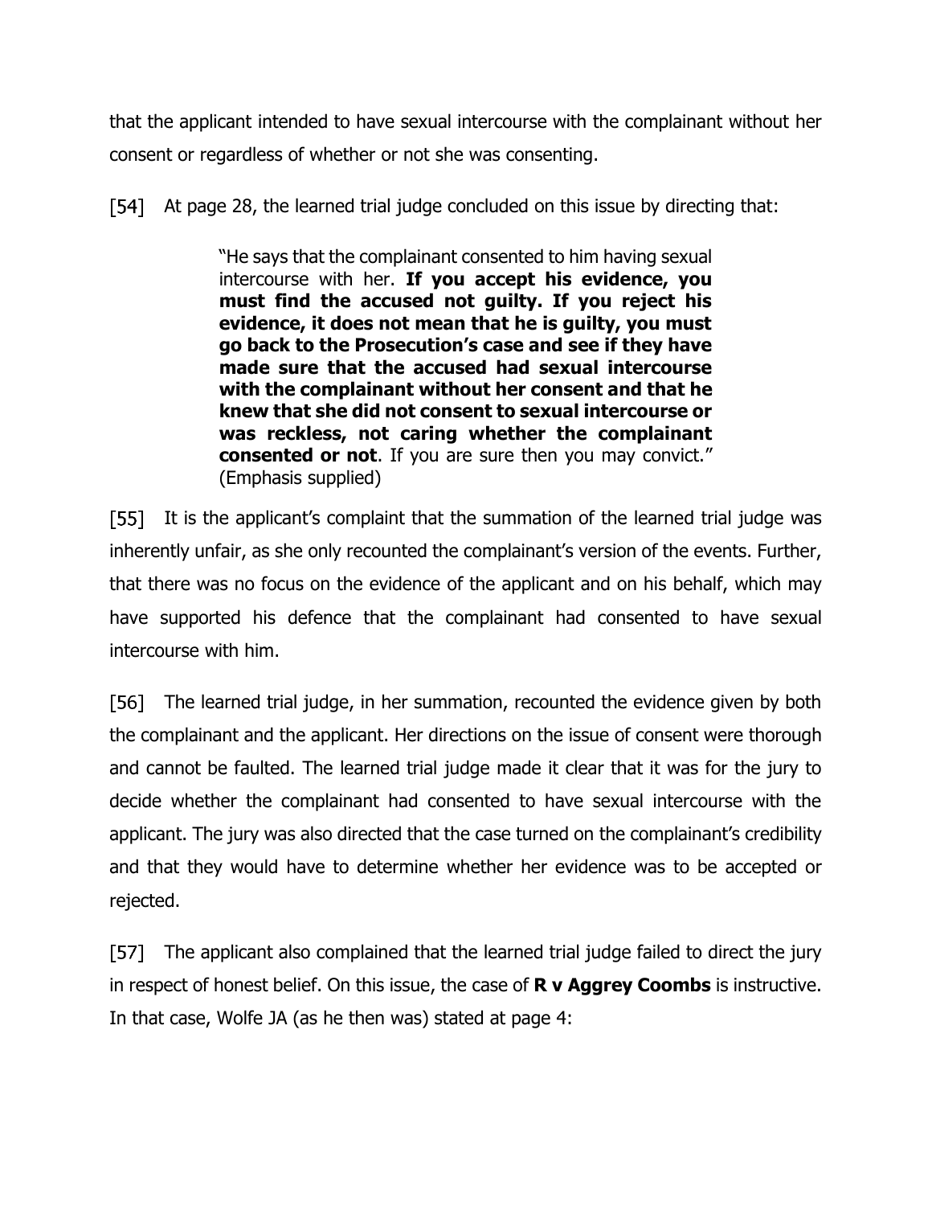that the applicant intended to have sexual intercourse with the complainant without her consent or regardless of whether or not she was consenting.

[54] At page 28, the learned trial judge concluded on this issue by directing that:

> "He says that the complainant consented to him having sexual intercourse with her. **If you accept his evidence, you must find the accused not guilty. If you reject his evidence, it does not mean that he is guilty, you must go back to the Prosecution's case and see if they have made sure that the accused had sexual intercourse with the complainant without her consent and that he knew that she did not consent to sexual intercourse or was reckless, not caring whether the complainant consented or not**. If you are sure then you may convict." (Emphasis supplied)

[55] It is the applicant's complaint that the summation of the learned trial judge was inherently unfair, as she only recounted the complainant's version of the events. Further, that there was no focus on the evidence of the applicant and on his behalf, which may have supported his defence that the complainant had consented to have sexual intercourse with him.

[56] The learned trial judge, in her summation, recounted the evidence given by both the complainant and the applicant. Her directions on the issue of consent were thorough and cannot be faulted. The learned trial judge made it clear that it was for the jury to decide whether the complainant had consented to have sexual intercourse with the applicant. The jury was also directed that the case turned on the complainant's credibility and that they would have to determine whether her evidence was to be accepted or rejected.

[57] The applicant also complained that the learned trial judge failed to direct the jury in respect of honest belief. On this issue, the case of **R v Aggrey Coombs** is instructive. In that case, Wolfe JA (as he then was) stated at page 4: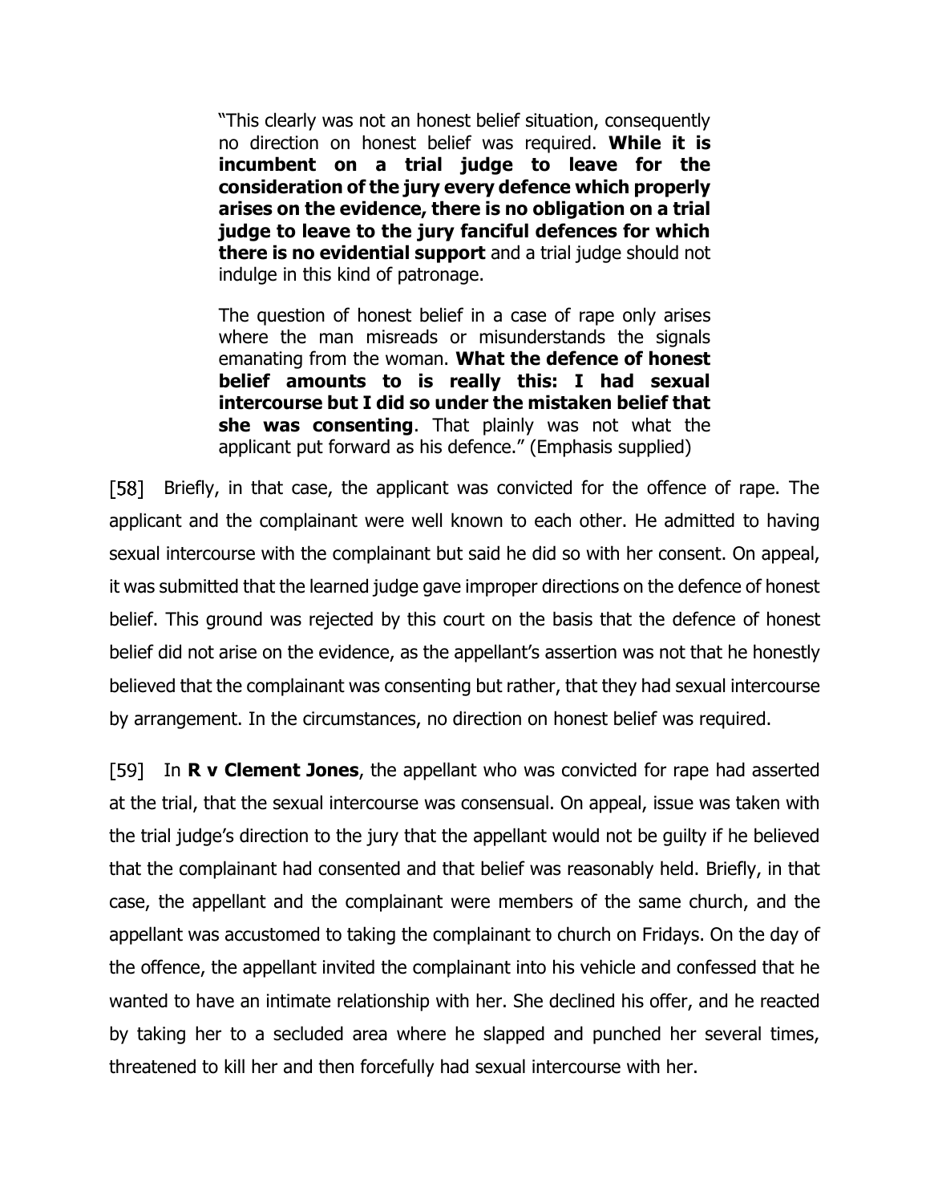> "This clearly was not an honest belief situation, consequently no direction on honest belief was required. **While it is incumbent on a trial judge to leave for the consideration of the jury every defence which properly arises on the evidence, there is no obligation on a trial judge to leave to the jury fanciful defences for which there is no evidential support** and a trial judge should not indulge in this kind of patronage.
>
> The question of honest belief in a case of rape only arises where the man misreads or misunderstands the signals emanating from the woman. **What the defence of honest belief amounts to is really this: I had sexual intercourse but I did so under the mistaken belief that she was consenting**. That plainly was not what the applicant put forward as his defence." (Emphasis supplied)

[58] Briefly, in that case, the applicant was convicted for the offence of rape. The applicant and the complainant were well known to each other. He admitted to having sexual intercourse with the complainant but said he did so with her consent. On appeal, it was submitted that the learned judge gave improper directions on the defence of honest belief. This ground was rejected by this court on the basis that the defence of honest belief did not arise on the evidence, as the appellant's assertion was not that he honestly believed that the complainant was consenting but rather, that they had sexual intercourse by arrangement. In the circumstances, no direction on honest belief was required.

[59] In **R v Clement Jones**, the appellant who was convicted for rape had asserted at the trial, that the sexual intercourse was consensual. On appeal, issue was taken with the trial judge's direction to the jury that the appellant would not be guilty if he believed that the complainant had consented and that belief was reasonably held. Briefly, in that case, the appellant and the complainant were members of the same church, and the appellant was accustomed to taking the complainant to church on Fridays. On the day of the offence, the appellant invited the complainant into his vehicle and confessed that he wanted to have an intimate relationship with her. She declined his offer, and he reacted by taking her to a secluded area where he slapped and punched her several times, threatened to kill her and then forcefully had sexual intercourse with her.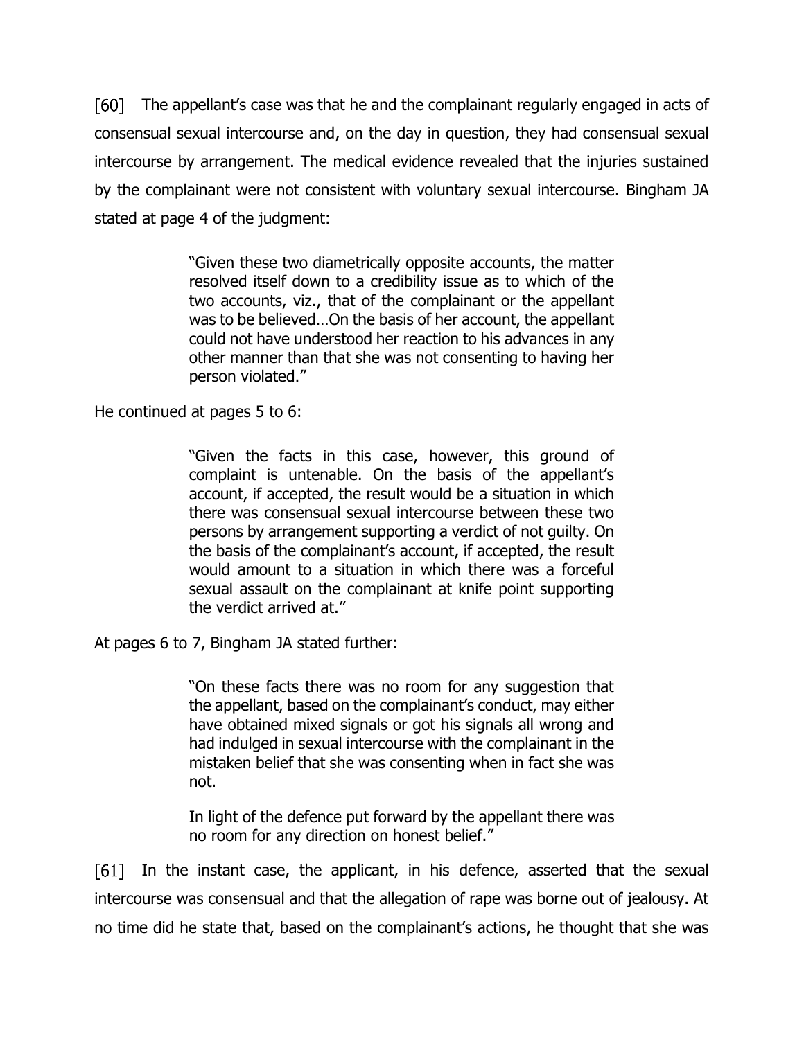[60] The appellant's case was that he and the complainant regularly engaged in acts of consensual sexual intercourse and, on the day in question, they had consensual sexual intercourse by arrangement. The medical evidence revealed that the injuries sustained by the complainant were not consistent with voluntary sexual intercourse. Bingham JA stated at page 4 of the judgment:

> "Given these two diametrically opposite accounts, the matter resolved itself down to a credibility issue as to which of the two accounts, viz., that of the complainant or the appellant was to be believed…On the basis of her account, the appellant could not have understood her reaction to his advances in any other manner than that she was not consenting to having her person violated."

He continued at pages 5 to 6:

> "Given the facts in this case, however, this ground of complaint is untenable. On the basis of the appellant's account, if accepted, the result would be a situation in which there was consensual sexual intercourse between these two persons by arrangement supporting a verdict of not guilty. On the basis of the complainant's account, if accepted, the result would amount to a situation in which there was a forceful sexual assault on the complainant at knife point supporting the verdict arrived at."

At pages 6 to 7, Bingham JA stated further:

> "On these facts there was no room for any suggestion that the appellant, based on the complainant's conduct, may either have obtained mixed signals or got his signals all wrong and had indulged in sexual intercourse with the complainant in the mistaken belief that she was consenting when in fact she was not.
>
> In light of the defence put forward by the appellant there was no room for any direction on honest belief."

[61] In the instant case, the applicant, in his defence, asserted that the sexual intercourse was consensual and that the allegation of rape was borne out of jealousy. At no time did he state that, based on the complainant's actions, he thought that she was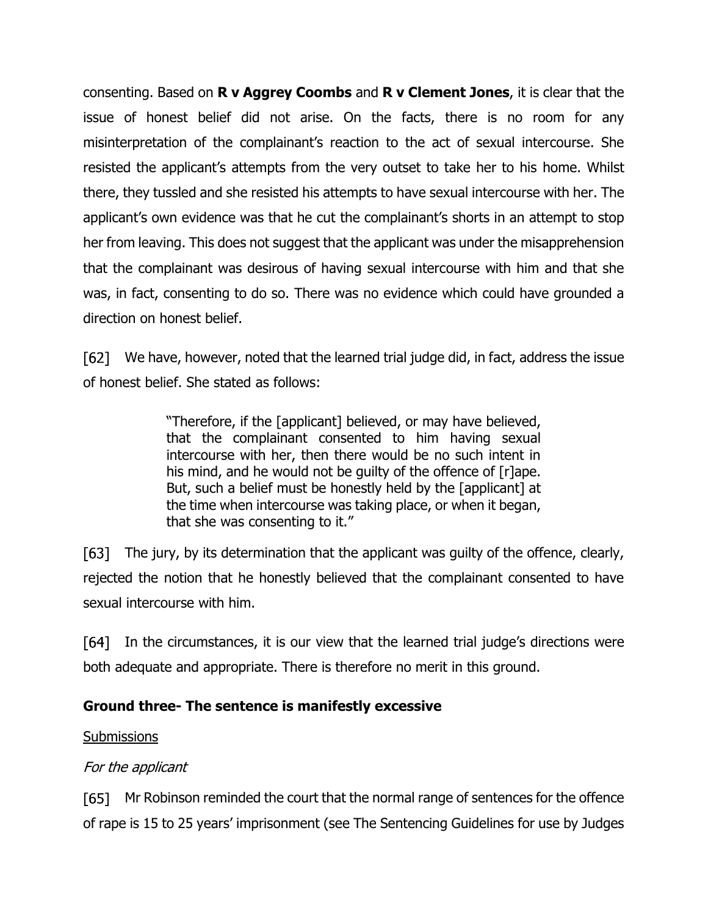consenting. Based on **R v Aggrey Coombs** and **R v Clement Jones**, it is clear that the issue of honest belief did not arise. On the facts, there is no room for any misinterpretation of the complainant's reaction to the act of sexual intercourse. She resisted the applicant's attempts from the very outset to take her to his home. Whilst there, they tussled and she resisted his attempts to have sexual intercourse with her. The applicant's own evidence was that he cut the complainant's shorts in an attempt to stop her from leaving. This does not suggest that the applicant was under the misapprehension that the complainant was desirous of having sexual intercourse with him and that she was, in fact, consenting to do so. There was no evidence which could have grounded a direction on honest belief.

[62] We have, however, noted that the learned trial judge did, in fact, address the issue of honest belief. She stated as follows:

> "Therefore, if the [applicant] believed, or may have believed, that the complainant consented to him having sexual intercourse with her, then there would be no such intent in his mind, and he would not be guilty of the offence of [r]ape. But, such a belief must be honestly held by the [applicant] at the time when intercourse was taking place, or when it began, that she was consenting to it."

[63] The jury, by its determination that the applicant was guilty of the offence, clearly, rejected the notion that he honestly believed that the complainant consented to have sexual intercourse with him.

[64] In the circumstances, it is our view that the learned trial judge's directions were both adequate and appropriate. There is therefore no merit in this ground.

## Ground three- The sentence is manifestly excessive

Submissions

*For the applicant*

[65] Mr Robinson reminded the court that the normal range of sentences for the offence of rape is 15 to 25 years' imprisonment (see The Sentencing Guidelines for use by Judges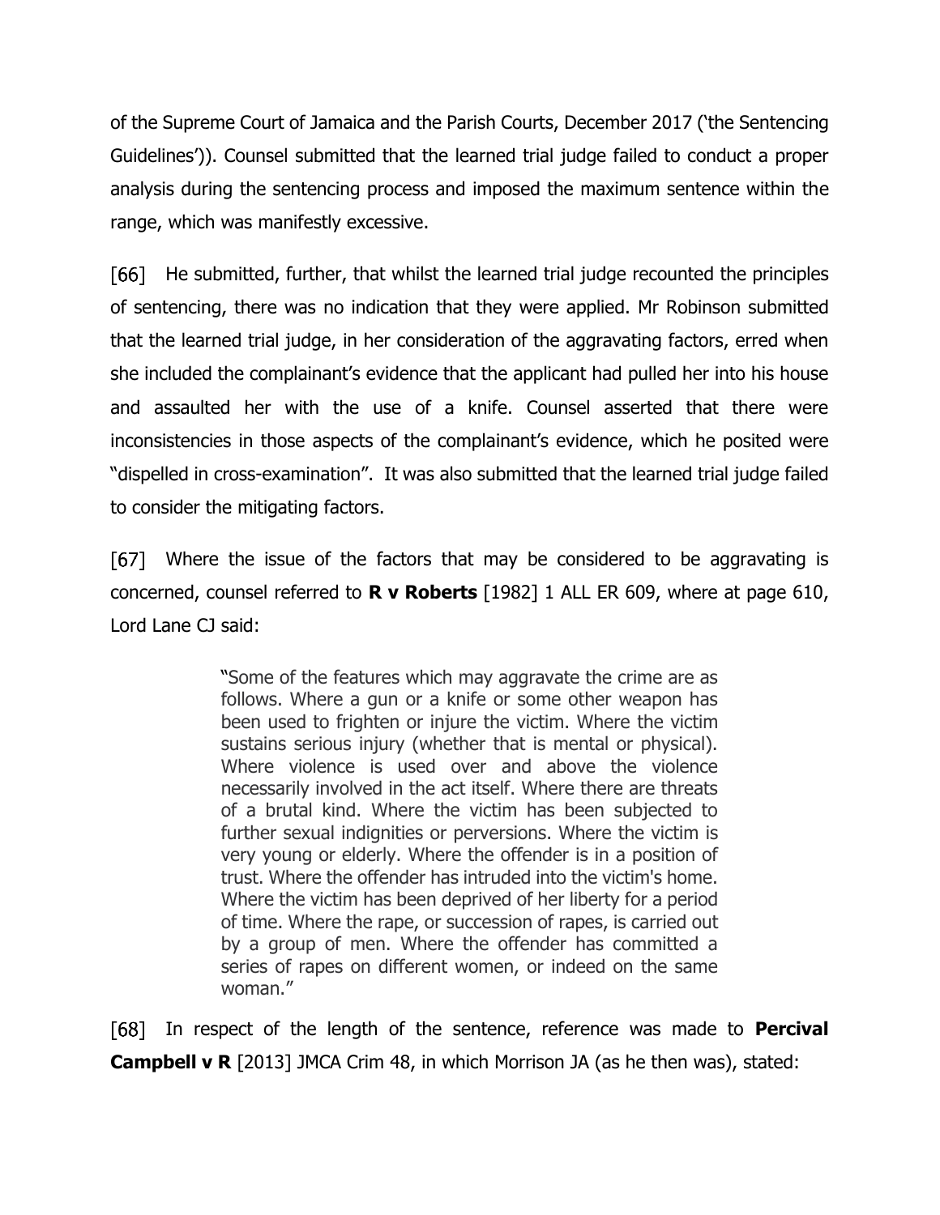of the Supreme Court of Jamaica and the Parish Courts, December 2017 ('the Sentencing Guidelines')). Counsel submitted that the learned trial judge failed to conduct a proper analysis during the sentencing process and imposed the maximum sentence within the range, which was manifestly excessive.

[66] He submitted, further, that whilst the learned trial judge recounted the principles of sentencing, there was no indication that they were applied. Mr Robinson submitted that the learned trial judge, in her consideration of the aggravating factors, erred when she included the complainant's evidence that the applicant had pulled her into his house and assaulted her with the use of a knife. Counsel asserted that there were inconsistencies in those aspects of the complainant's evidence, which he posited were "dispelled in cross-examination". It was also submitted that the learned trial judge failed to consider the mitigating factors.

[67] Where the issue of the factors that may be considered to be aggravating is concerned, counsel referred to **R v Roberts** [1982] 1 ALL ER 609, where at page 610, Lord Lane CJ said:

> "Some of the features which may aggravate the crime are as follows. Where a gun or a knife or some other weapon has been used to frighten or injure the victim. Where the victim sustains serious injury (whether that is mental or physical). Where violence is used over and above the violence necessarily involved in the act itself. Where there are threats of a brutal kind. Where the victim has been subjected to further sexual indignities or perversions. Where the victim is very young or elderly. Where the offender is in a position of trust. Where the offender has intruded into the victim's home. Where the victim has been deprived of her liberty for a period of time. Where the rape, or succession of rapes, is carried out by a group of men. Where the offender has committed a series of rapes on different women, or indeed on the same woman."

[68] In respect of the length of the sentence, reference was made to **Percival Campbell v R** [2013] JMCA Crim 48, in which Morrison JA (as he then was), stated: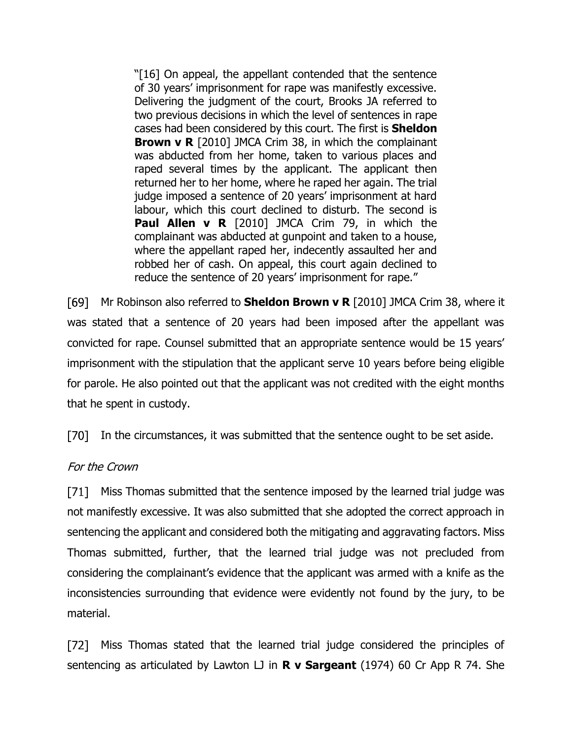> "[16] On appeal, the appellant contended that the sentence of 30 years' imprisonment for rape was manifestly excessive. Delivering the judgment of the court, Brooks JA referred to two previous decisions in which the level of sentences in rape cases had been considered by this court. The first is **Sheldon Brown v R** [2010] JMCA Crim 38, in which the complainant was abducted from her home, taken to various places and raped several times by the applicant. The applicant then returned her to her home, where he raped her again. The trial judge imposed a sentence of 20 years' imprisonment at hard labour, which this court declined to disturb. The second is **Paul Allen v R** [2010] JMCA Crim 79, in which the complainant was abducted at gunpoint and taken to a house, where the appellant raped her, indecently assaulted her and robbed her of cash. On appeal, this court again declined to reduce the sentence of 20 years' imprisonment for rape."

[69] Mr Robinson also referred to **Sheldon Brown v R** [2010] JMCA Crim 38, where it was stated that a sentence of 20 years had been imposed after the appellant was convicted for rape. Counsel submitted that an appropriate sentence would be 15 years' imprisonment with the stipulation that the applicant serve 10 years before being eligible for parole. He also pointed out that the applicant was not credited with the eight months that he spent in custody.

[70] In the circumstances, it was submitted that the sentence ought to be set aside.

*For the Crown*

[71] Miss Thomas submitted that the sentence imposed by the learned trial judge was not manifestly excessive. It was also submitted that she adopted the correct approach in sentencing the applicant and considered both the mitigating and aggravating factors. Miss Thomas submitted, further, that the learned trial judge was not precluded from considering the complainant's evidence that the applicant was armed with a knife as the inconsistencies surrounding that evidence were evidently not found by the jury, to be material.

[72] Miss Thomas stated that the learned trial judge considered the principles of sentencing as articulated by Lawton LJ in **R v Sargeant** (1974) 60 Cr App R 74. She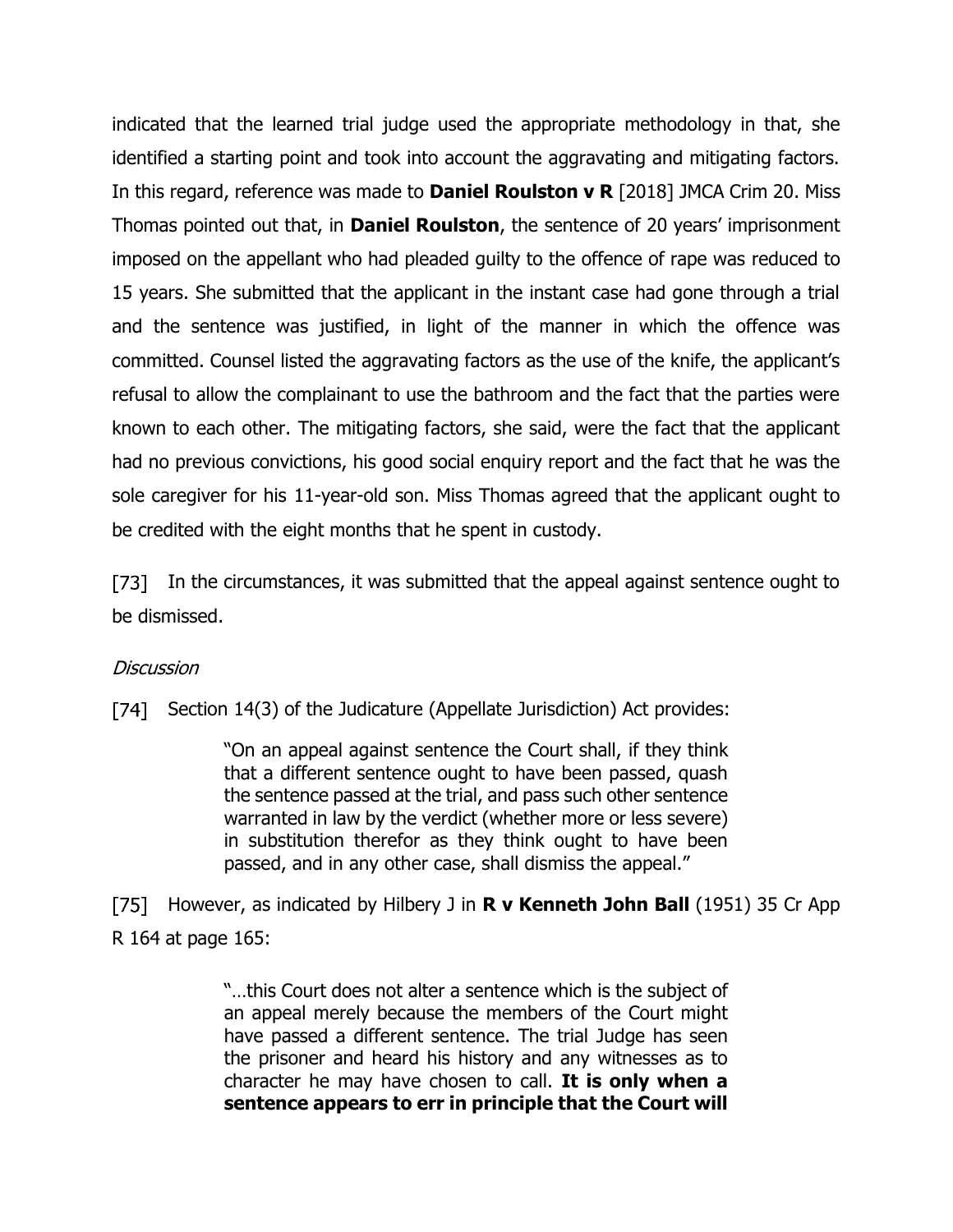indicated that the learned trial judge used the appropriate methodology in that, she identified a starting point and took into account the aggravating and mitigating factors. In this regard, reference was made to **Daniel Roulston v R** [2018] JMCA Crim 20. Miss Thomas pointed out that, in **Daniel Roulston**, the sentence of 20 years' imprisonment imposed on the appellant who had pleaded guilty to the offence of rape was reduced to 15 years. She submitted that the applicant in the instant case had gone through a trial and the sentence was justified, in light of the manner in which the offence was committed. Counsel listed the aggravating factors as the use of the knife, the applicant's refusal to allow the complainant to use the bathroom and the fact that the parties were known to each other. The mitigating factors, she said, were the fact that the applicant had no previous convictions, his good social enquiry report and the fact that he was the sole caregiver for his 11-year-old son. Miss Thomas agreed that the applicant ought to be credited with the eight months that he spent in custody.

[73] In the circumstances, it was submitted that the appeal against sentence ought to be dismissed.

*Discussion*

[74] Section 14(3) of the Judicature (Appellate Jurisdiction) Act provides:

> "On an appeal against sentence the Court shall, if they think that a different sentence ought to have been passed, quash the sentence passed at the trial, and pass such other sentence warranted in law by the verdict (whether more or less severe) in substitution therefor as they think ought to have been passed, and in any other case, shall dismiss the appeal."

[75] However, as indicated by Hilbery J in **R v Kenneth John Ball** (1951) 35 Cr App R 164 at page 165:

> "…this Court does not alter a sentence which is the subject of an appeal merely because the members of the Court might have passed a different sentence. The trial Judge has seen the prisoner and heard his history and any witnesses as to character he may have chosen to call. **It is only when a sentence appears to err in principle that the Court will**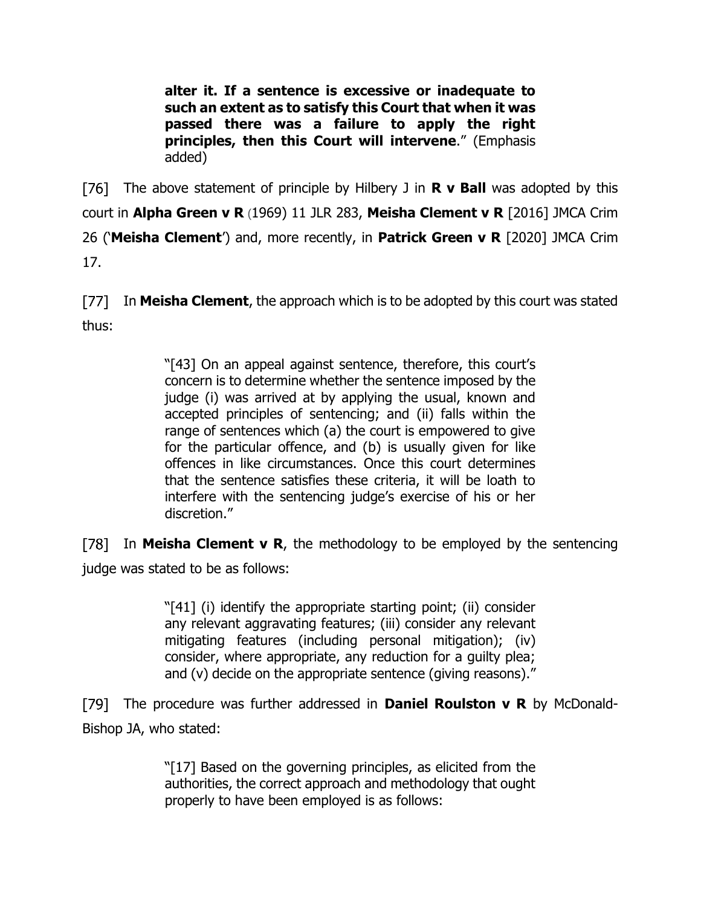> **alter it. If a sentence is excessive or inadequate to such an extent as to satisfy this Court that when it was passed there was a failure to apply the right principles, then this Court will intervene**." (Emphasis added)

[76] The above statement of principle by Hilbery J in **R v Ball** was adopted by this court in **Alpha Green v R** (1969) 11 JLR 283, **Meisha Clement v R** [2016] JMCA Crim 26 ('**Meisha Clement**') and, more recently, in **Patrick Green v R** [2020] JMCA Crim 17.

[77] In **Meisha Clement**, the approach which is to be adopted by this court was stated thus:

> "[43] On an appeal against sentence, therefore, this court's concern is to determine whether the sentence imposed by the judge (i) was arrived at by applying the usual, known and accepted principles of sentencing; and (ii) falls within the range of sentences which (a) the court is empowered to give for the particular offence, and (b) is usually given for like offences in like circumstances. Once this court determines that the sentence satisfies these criteria, it will be loath to interfere with the sentencing judge's exercise of his or her discretion."

[78] In **Meisha Clement v R**, the methodology to be employed by the sentencing judge was stated to be as follows:

> "[41] (i) identify the appropriate starting point; (ii) consider any relevant aggravating features; (iii) consider any relevant mitigating features (including personal mitigation); (iv) consider, where appropriate, any reduction for a guilty plea; and (v) decide on the appropriate sentence (giving reasons)."

[79] The procedure was further addressed in **Daniel Roulston v R** by McDonald-Bishop JA, who stated:

> "[17] Based on the governing principles, as elicited from the authorities, the correct approach and methodology that ought properly to have been employed is as follows: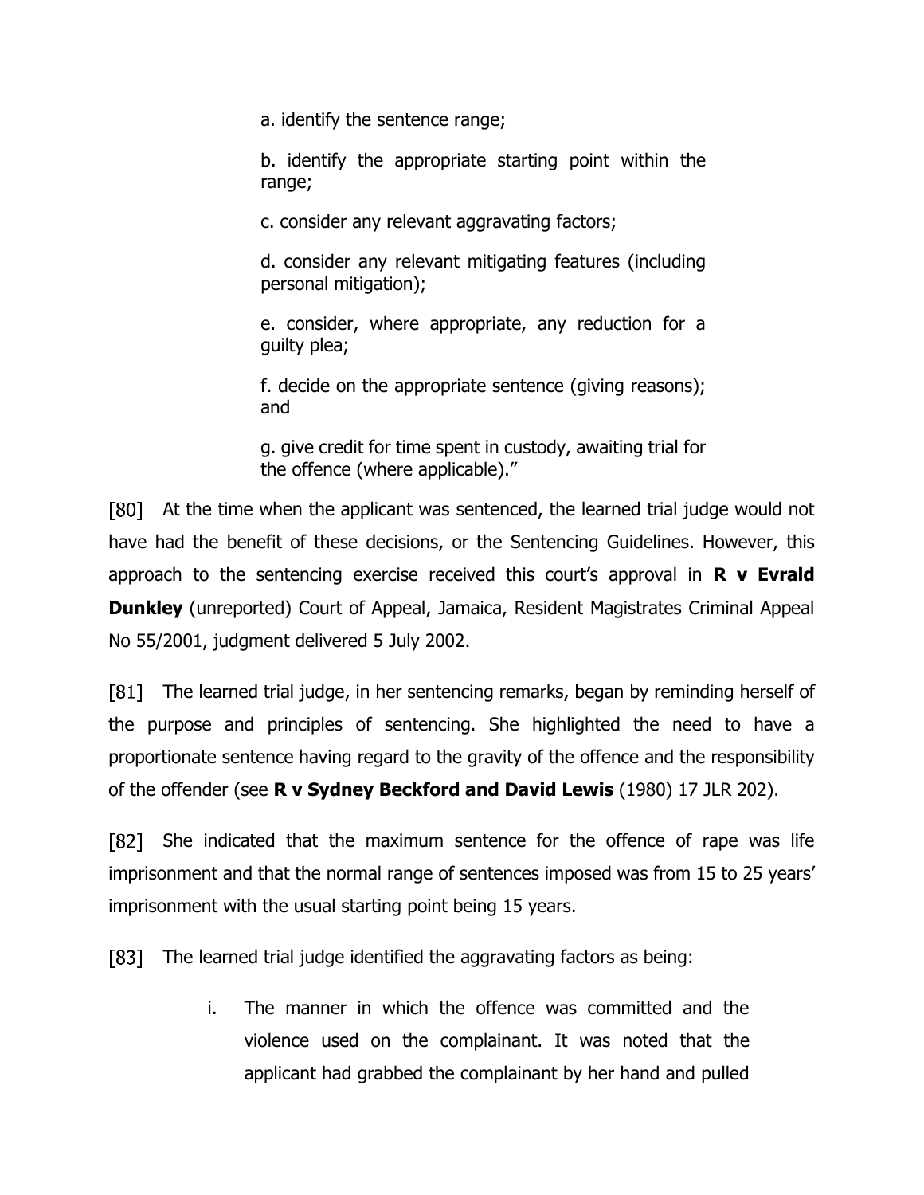a. identify the sentence range;

b. identify the appropriate starting point within the range;

c. consider any relevant aggravating factors;

d. consider any relevant mitigating features (including personal mitigation);

e. consider, where appropriate, any reduction for a guilty plea;

f. decide on the appropriate sentence (giving reasons); and

g. give credit for time spent in custody, awaiting trial for the offence (where applicable)."

[80] At the time when the applicant was sentenced, the learned trial judge would not have had the benefit of these decisions, or the Sentencing Guidelines. However, this approach to the sentencing exercise received this court's approval in **R v Evrald Dunkley** (unreported) Court of Appeal, Jamaica, Resident Magistrates Criminal Appeal No 55/2001, judgment delivered 5 July 2002.

[81] The learned trial judge, in her sentencing remarks, began by reminding herself of the purpose and principles of sentencing. She highlighted the need to have a proportionate sentence having regard to the gravity of the offence and the responsibility of the offender (see **R v Sydney Beckford and David Lewis** (1980) 17 JLR 202).

[82] She indicated that the maximum sentence for the offence of rape was life imprisonment and that the normal range of sentences imposed was from 15 to 25 years' imprisonment with the usual starting point being 15 years.

[83] The learned trial judge identified the aggravating factors as being:

i. The manner in which the offence was committed and the violence used on the complainant. It was noted that the applicant had grabbed the complainant by her hand and pulled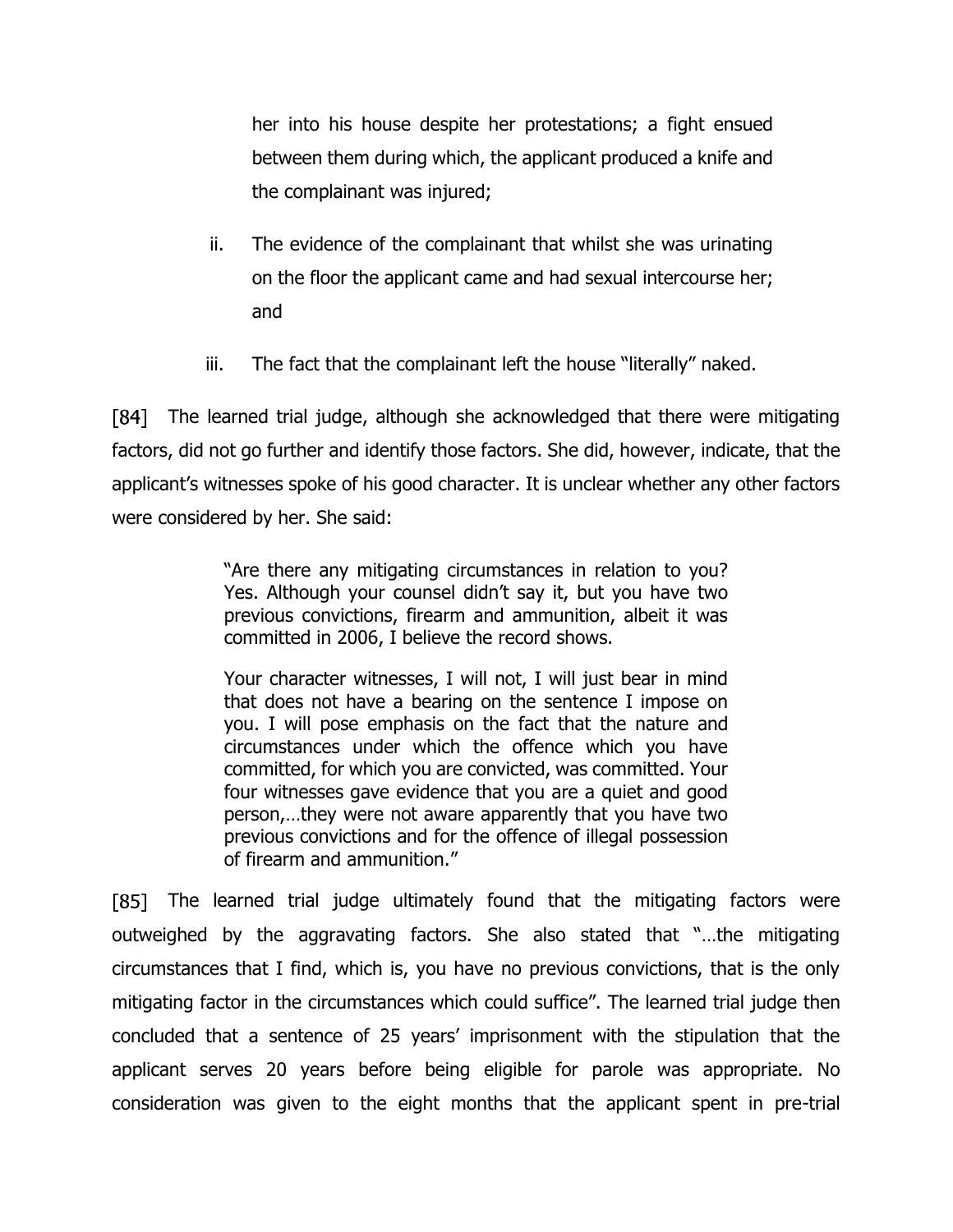her into his house despite her protestations; a fight ensued between them during which, the applicant produced a knife and the complainant was injured;

ii. The evidence of the complainant that whilst she was urinating on the floor the applicant came and had sexual intercourse her; and

iii. The fact that the complainant left the house "literally" naked.

[84] The learned trial judge, although she acknowledged that there were mitigating factors, did not go further and identify those factors. She did, however, indicate, that the applicant's witnesses spoke of his good character. It is unclear whether any other factors were considered by her. She said:

> "Are there any mitigating circumstances in relation to you? Yes. Although your counsel didn't say it, but you have two previous convictions, firearm and ammunition, albeit it was committed in 2006, I believe the record shows.
>
> Your character witnesses, I will not, I will just bear in mind that does not have a bearing on the sentence I impose on you. I will pose emphasis on the fact that the nature and circumstances under which the offence which you have committed, for which you are convicted, was committed. Your four witnesses gave evidence that you are a quiet and good person,…they were not aware apparently that you have two previous convictions and for the offence of illegal possession of firearm and ammunition."

[85] The learned trial judge ultimately found that the mitigating factors were outweighed by the aggravating factors. She also stated that "…the mitigating circumstances that I find, which is, you have no previous convictions, that is the only mitigating factor in the circumstances which could suffice". The learned trial judge then concluded that a sentence of 25 years' imprisonment with the stipulation that the applicant serves 20 years before being eligible for parole was appropriate. No consideration was given to the eight months that the applicant spent in pre-trial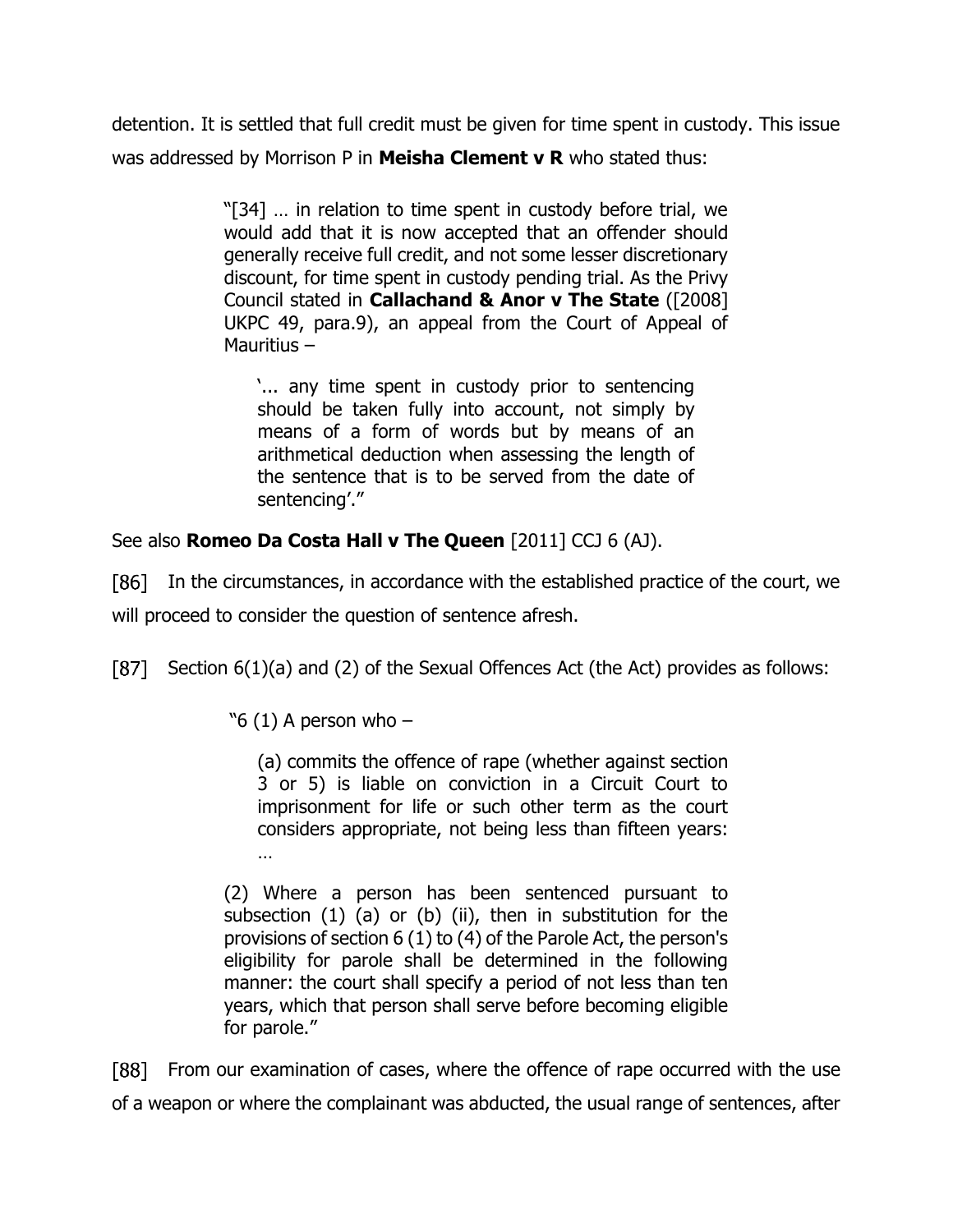detention. It is settled that full credit must be given for time spent in custody. This issue was addressed by Morrison P in **Meisha Clement v R** who stated thus:

> "[34] … in relation to time spent in custody before trial, we would add that it is now accepted that an offender should generally receive full credit, and not some lesser discretionary discount, for time spent in custody pending trial. As the Privy Council stated in **Callachand & Anor v The State** ([2008] UKPC 49, para.9), an appeal from the Court of Appeal of Mauritius –
>
> > '... any time spent in custody prior to sentencing should be taken fully into account, not simply by means of a form of words but by means of an arithmetical deduction when assessing the length of the sentence that is to be served from the date of sentencing'."

See also **Romeo Da Costa Hall v The Queen** [2011] CCJ 6 (AJ).

[86] In the circumstances, in accordance with the established practice of the court, we will proceed to consider the question of sentence afresh.

[87] Section 6(1)(a) and (2) of the Sexual Offences Act (the Act) provides as follows:

> "6 (1) A person who –
>
> > (a) commits the offence of rape (whether against section 3 or 5) is liable on conviction in a Circuit Court to imprisonment for life or such other term as the court considers appropriate, not being less than fifteen years:
> >
> > …
>
> (2) Where a person has been sentenced pursuant to subsection (1) (a) or (b) (ii), then in substitution for the provisions of section 6 (1) to (4) of the Parole Act, the person's eligibility for parole shall be determined in the following manner: the court shall specify a period of not less than ten years, which that person shall serve before becoming eligible for parole."

[88] From our examination of cases, where the offence of rape occurred with the use of a weapon or where the complainant was abducted, the usual range of sentences, after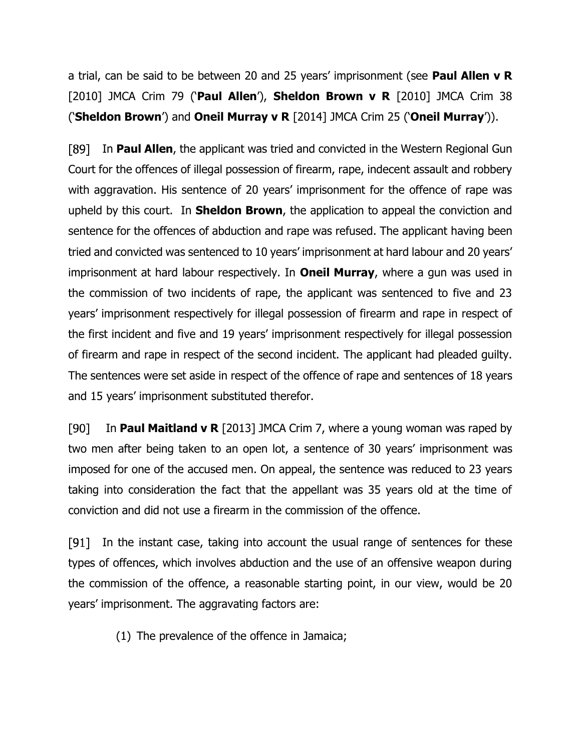a trial, can be said to be between 20 and 25 years' imprisonment (see **Paul Allen v R** [2010] JMCA Crim 79 ('**Paul Allen**'), **Sheldon Brown v R** [2010] JMCA Crim 38 ('**Sheldon Brown**') and **Oneil Murray v R** [2014] JMCA Crim 25 ('**Oneil Murray**')).

[89] In **Paul Allen**, the applicant was tried and convicted in the Western Regional Gun Court for the offences of illegal possession of firearm, rape, indecent assault and robbery with aggravation. His sentence of 20 years' imprisonment for the offence of rape was upheld by this court. In **Sheldon Brown**, the application to appeal the conviction and sentence for the offences of abduction and rape was refused. The applicant having been tried and convicted was sentenced to 10 years' imprisonment at hard labour and 20 years' imprisonment at hard labour respectively. In **Oneil Murray**, where a gun was used in the commission of two incidents of rape, the applicant was sentenced to five and 23 years' imprisonment respectively for illegal possession of firearm and rape in respect of the first incident and five and 19 years' imprisonment respectively for illegal possession of firearm and rape in respect of the second incident. The applicant had pleaded guilty. The sentences were set aside in respect of the offence of rape and sentences of 18 years and 15 years' imprisonment substituted therefor.

[90] In **Paul Maitland v R** [2013] JMCA Crim 7, where a young woman was raped by two men after being taken to an open lot, a sentence of 30 years' imprisonment was imposed for one of the accused men. On appeal, the sentence was reduced to 23 years taking into consideration the fact that the appellant was 35 years old at the time of conviction and did not use a firearm in the commission of the offence.

[91] In the instant case, taking into account the usual range of sentences for these types of offences, which involves abduction and the use of an offensive weapon during the commission of the offence, a reasonable starting point, in our view, would be 20 years' imprisonment. The aggravating factors are:

(1) The prevalence of the offence in Jamaica;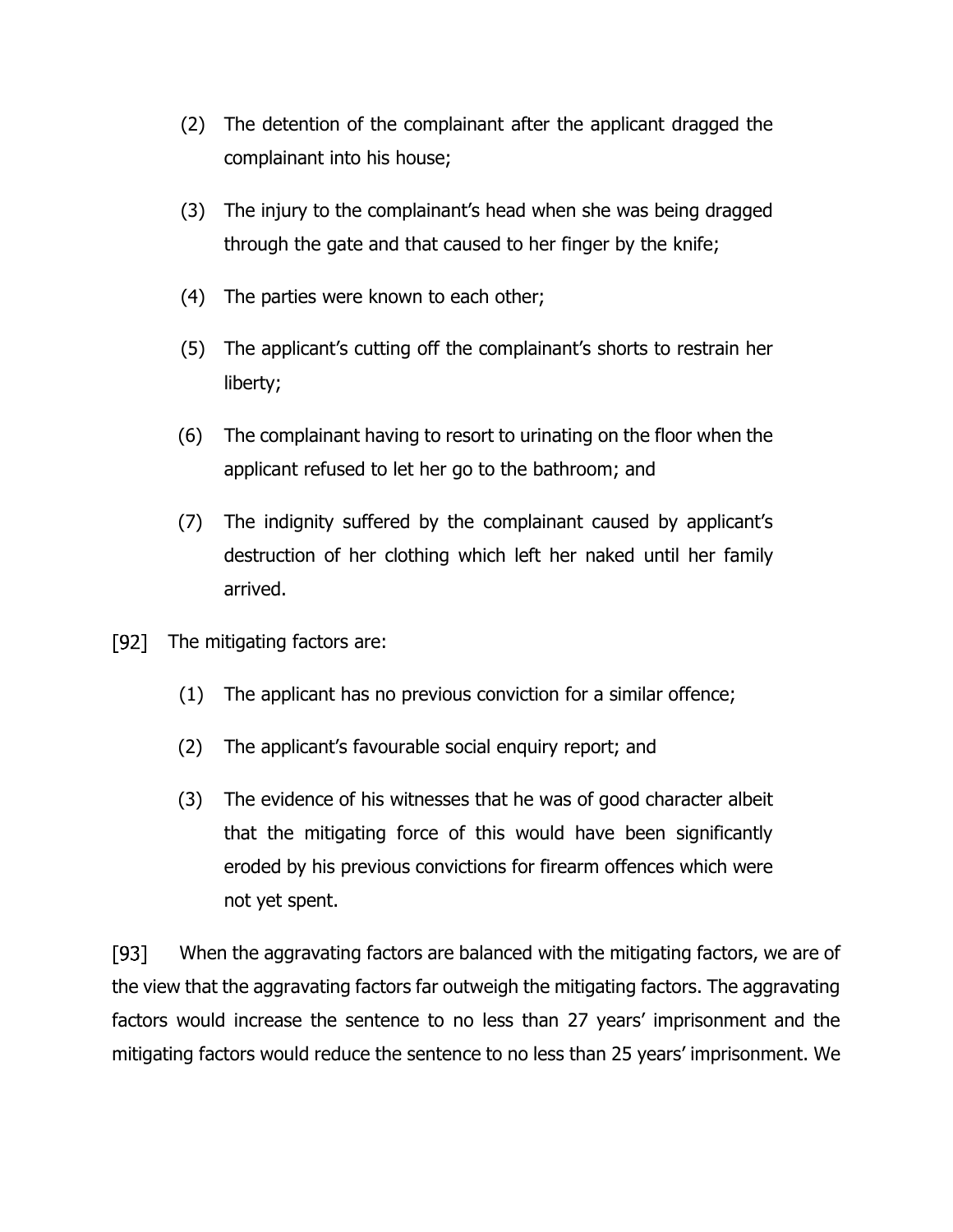(2) The detention of the complainant after the applicant dragged the complainant into his house;

(3) The injury to the complainant's head when she was being dragged through the gate and that caused to her finger by the knife;

(4) The parties were known to each other;

(5) The applicant's cutting off the complainant's shorts to restrain her liberty;

(6) The complainant having to resort to urinating on the floor when the applicant refused to let her go to the bathroom; and

(7) The indignity suffered by the complainant caused by applicant's destruction of her clothing which left her naked until her family arrived.

[92] The mitigating factors are:

(1) The applicant has no previous conviction for a similar offence;

(2) The applicant's favourable social enquiry report; and

(3) The evidence of his witnesses that he was of good character albeit that the mitigating force of this would have been significantly eroded by his previous convictions for firearm offences which were not yet spent.

[93] When the aggravating factors are balanced with the mitigating factors, we are of the view that the aggravating factors far outweigh the mitigating factors. The aggravating factors would increase the sentence to no less than 27 years' imprisonment and the mitigating factors would reduce the sentence to no less than 25 years' imprisonment. We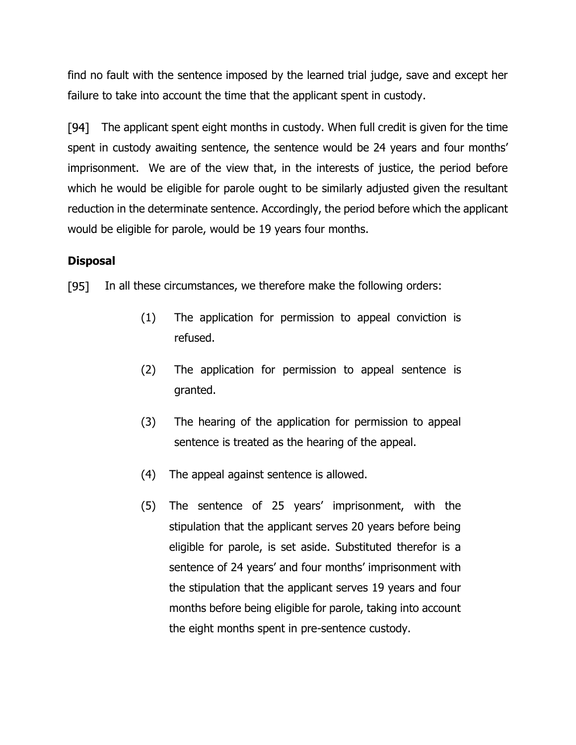find no fault with the sentence imposed by the learned trial judge, save and except her failure to take into account the time that the applicant spent in custody.

[94] The applicant spent eight months in custody. When full credit is given for the time spent in custody awaiting sentence, the sentence would be 24 years and four months' imprisonment. We are of the view that, in the interests of justice, the period before which he would be eligible for parole ought to be similarly adjusted given the resultant reduction in the determinate sentence. Accordingly, the period before which the applicant would be eligible for parole, would be 19 years four months.

**Disposal**

[95] In all these circumstances, we therefore make the following orders:

(1) The application for permission to appeal conviction is refused.

(2) The application for permission to appeal sentence is granted.

(3) The hearing of the application for permission to appeal sentence is treated as the hearing of the appeal.

(4) The appeal against sentence is allowed.

(5) The sentence of 25 years' imprisonment, with the stipulation that the applicant serves 20 years before being eligible for parole, is set aside. Substituted therefor is a sentence of 24 years' and four months' imprisonment with the stipulation that the applicant serves 19 years and four months before being eligible for parole, taking into account the eight months spent in pre-sentence custody.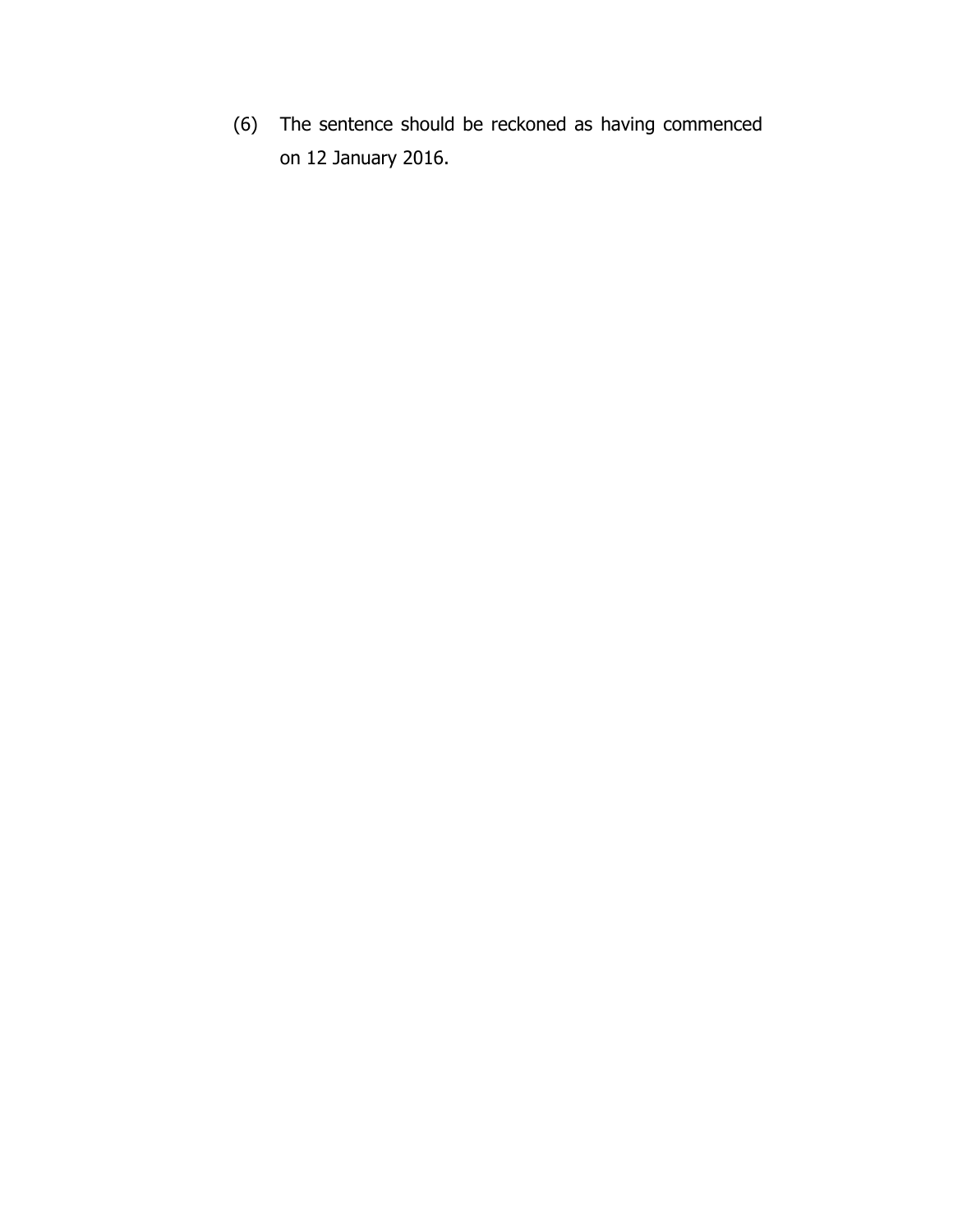(6) The sentence should be reckoned as having commenced on 12 January 2016.